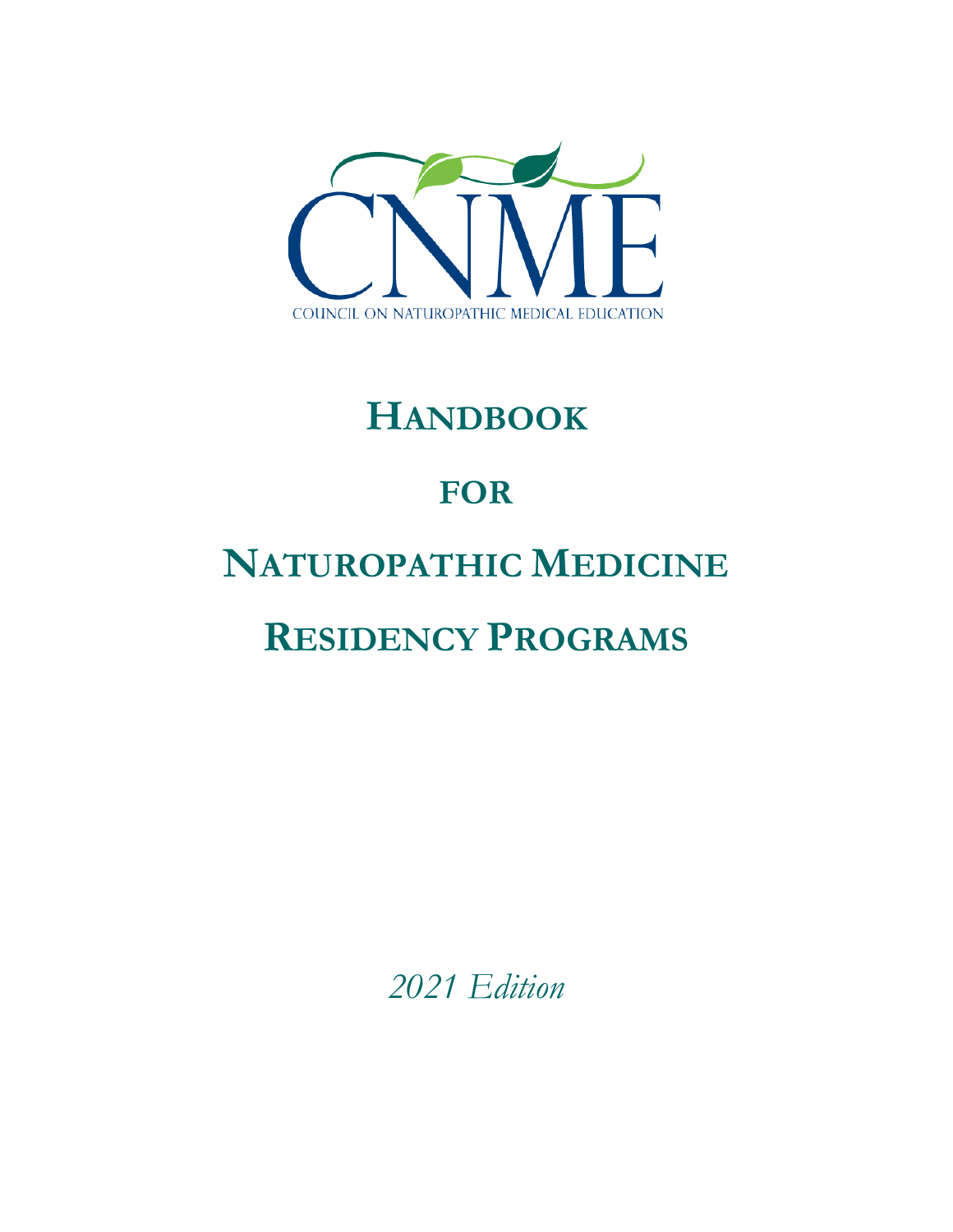COUNCIL ON NATUROPATHIC MEDICAL EDUCATION

# HANDBOOK

# FOR

# NATUROPATHIC MEDICINE

# RESIDENCY PROGRAMS

*2021 Edition*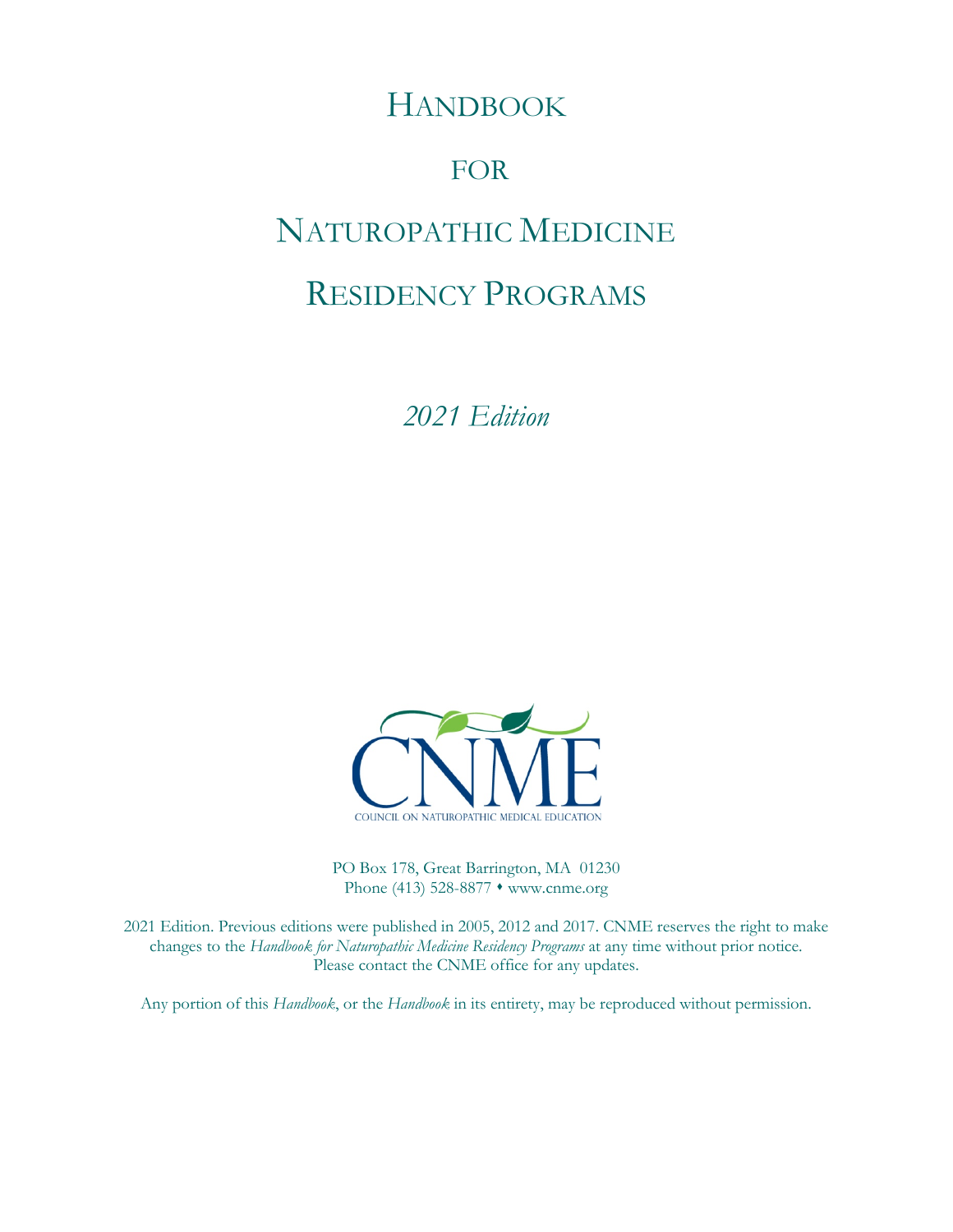# HANDBOOK

# FOR

# NATUROPATHIC MEDICINE

# RESIDENCY PROGRAMS

*2021 Edition*

CNME

COUNCIL ON NATUROPATHIC MEDICAL EDUCATION

PO Box 178, Great Barrington, MA 01230
Phone (413) 528-8877 • www.cnme.org

2021 Edition. Previous editions were published in 2005, 2012 and 2017. CNME reserves the right to make changes to the *Handbook for Naturopathic Medicine Residency Programs* at any time without prior notice. Please contact the CNME office for any updates.

Any portion of this *Handbook*, or the *Handbook* in its entirety, may be reproduced without permission.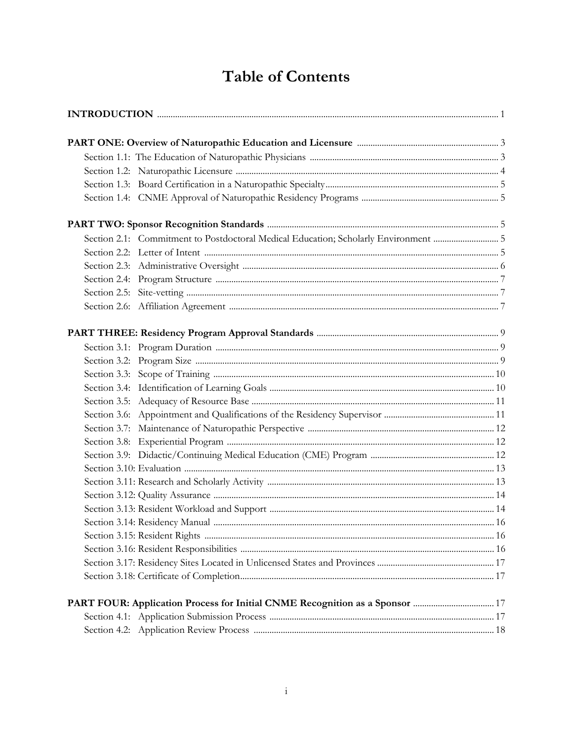# Table of Contents

**INTRODUCTION** ........ 1

**PART ONE: Overview of Naturopathic Education and Licensure** ........ 3

- Section 1.1: The Education of Naturopathic Physicians ........ 3
- Section 1.2: Naturopathic Licensure ........ 4
- Section 1.3: Board Certification in a Naturopathic Specialty ........ 5
- Section 1.4: CNME Approval of Naturopathic Residency Programs ........ 5

**PART TWO: Sponsor Recognition Standards** ........ 5

- Section 2.1: Commitment to Postdoctoral Medical Education; Scholarly Environment ........ 5
- Section 2.2: Letter of Intent ........ 5
- Section 2.3: Administrative Oversight ........ 6
- Section 2.4: Program Structure ........ 7
- Section 2.5: Site-vetting ........ 7
- Section 2.6: Affiliation Agreement ........ 7

**PART THREE: Residency Program Approval Standards** ........ 9

- Section 3.1: Program Duration ........ 9
- Section 3.2: Program Size ........ 9
- Section 3.3: Scope of Training ........ 10
- Section 3.4: Identification of Learning Goals ........ 10
- Section 3.5: Adequacy of Resource Base ........ 11
- Section 3.6: Appointment and Qualifications of the Residency Supervisor ........ 11
- Section 3.7: Maintenance of Naturopathic Perspective ........ 12
- Section 3.8: Experiential Program ........ 12
- Section 3.9: Didactic/Continuing Medical Education (CME) Program ........ 12
- Section 3.10: Evaluation ........ 13
- Section 3.11: Research and Scholarly Activity ........ 13
- Section 3.12: Quality Assurance ........ 14
- Section 3.13: Resident Workload and Support ........ 14
- Section 3.14: Residency Manual ........ 16
- Section 3.15: Resident Rights ........ 16
- Section 3.16: Resident Responsibilities ........ 16
- Section 3.17: Residency Sites Located in Unlicensed States and Provinces ........ 17
- Section 3.18: Certificate of Completion ........ 17

**PART FOUR: Application Process for Initial CNME Recognition as a Sponsor** ........ 17

- Section 4.1: Application Submission Process ........ 17
- Section 4.2: Application Review Process ........ 18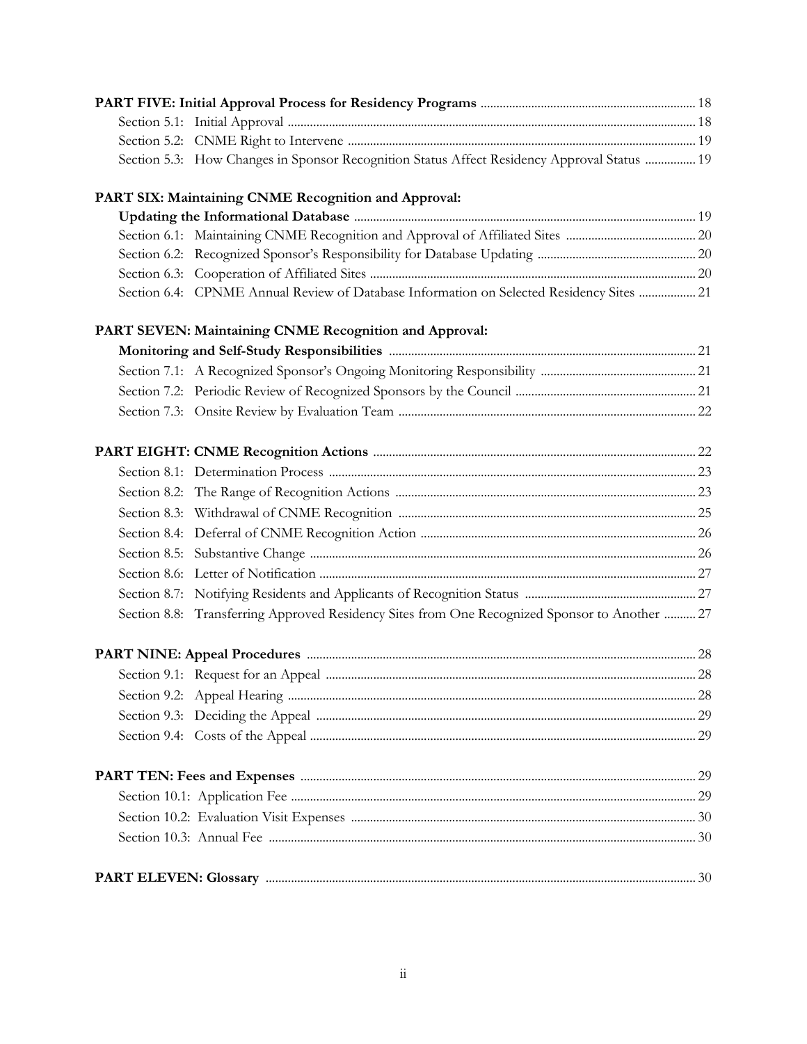**PART FIVE: Initial Approval Process for Residency Programs** ..................... 18

Section 5.1: Initial Approval ..................... 18

Section 5.2: CNME Right to Intervene ..................... 19

Section 5.3: How Changes in Sponsor Recognition Status Affect Residency Approval Status ..................... 19

**PART SIX: Maintaining CNME Recognition and Approval: Updating the Informational Database** ..................... 19

Section 6.1: Maintaining CNME Recognition and Approval of Affiliated Sites ..................... 20

Section 6.2: Recognized Sponsor's Responsibility for Database Updating ..................... 20

Section 6.3: Cooperation of Affiliated Sites ..................... 20

Section 6.4: CPNME Annual Review of Database Information on Selected Residency Sites ..................... 21

**PART SEVEN: Maintaining CNME Recognition and Approval: Monitoring and Self-Study Responsibilities** ..................... 21

Section 7.1: A Recognized Sponsor's Ongoing Monitoring Responsibility ..................... 21

Section 7.2: Periodic Review of Recognized Sponsors by the Council ..................... 21

Section 7.3: Onsite Review by Evaluation Team ..................... 22

**PART EIGHT: CNME Recognition Actions** ..................... 22

Section 8.1: Determination Process ..................... 23

Section 8.2: The Range of Recognition Actions ..................... 23

Section 8.3: Withdrawal of CNME Recognition ..................... 25

Section 8.4: Deferral of CNME Recognition Action ..................... 26

Section 8.5: Substantive Change ..................... 26

Section 8.6: Letter of Notification ..................... 27

Section 8.7: Notifying Residents and Applicants of Recognition Status ..................... 27

Section 8.8: Transferring Approved Residency Sites from One Recognized Sponsor to Another ..................... 27

**PART NINE: Appeal Procedures** ..................... 28

Section 9.1: Request for an Appeal ..................... 28

Section 9.2: Appeal Hearing ..................... 28

Section 9.3: Deciding the Appeal ..................... 29

Section 9.4: Costs of the Appeal ..................... 29

**PART TEN: Fees and Expenses** ..................... 29

Section 10.1: Application Fee ..................... 29

Section 10.2: Evaluation Visit Expenses ..................... 30

Section 10.3: Annual Fee ..................... 30

**PART ELEVEN: Glossary** ..................... 30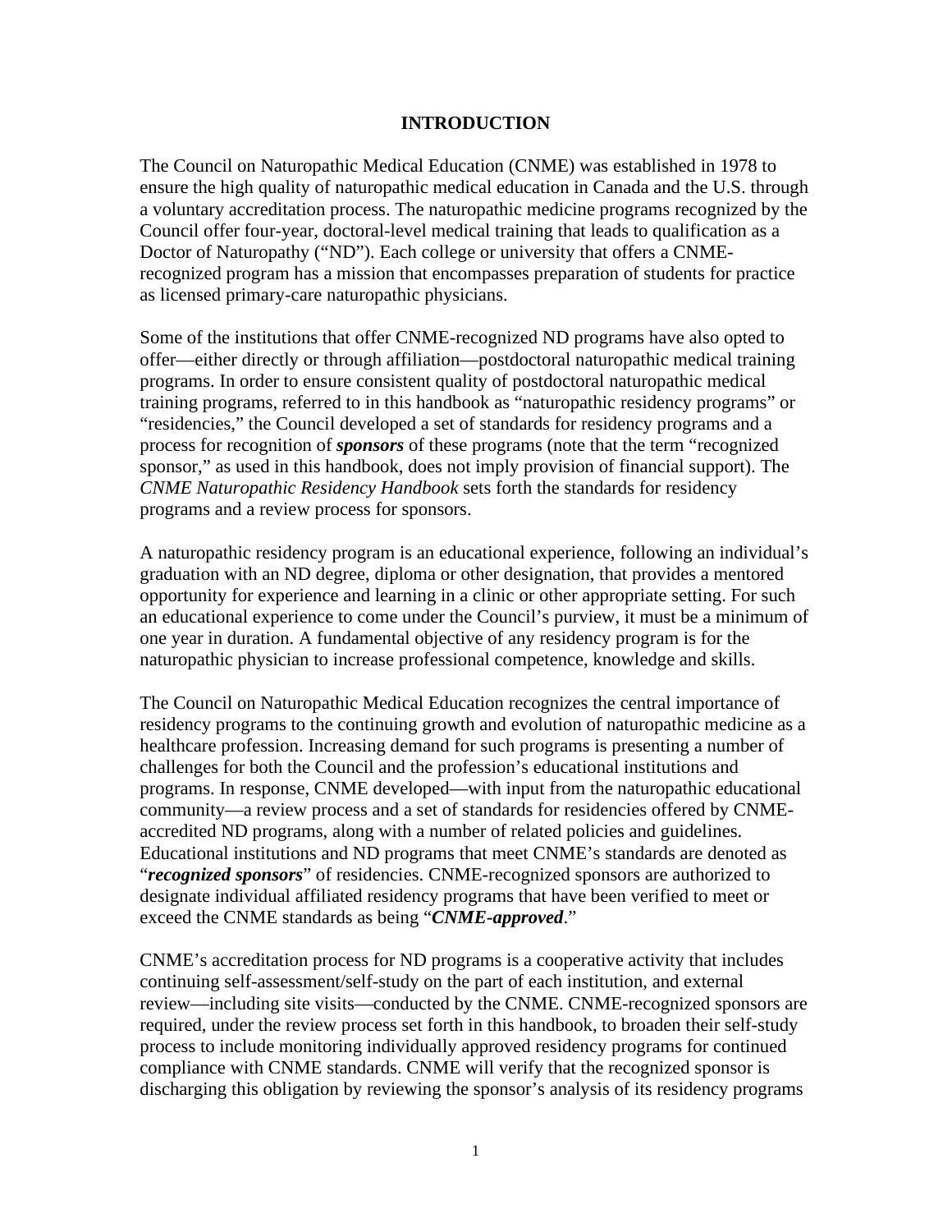# INTRODUCTION

The Council on Naturopathic Medical Education (CNME) was established in 1978 to ensure the high quality of naturopathic medical education in Canada and the U.S. through a voluntary accreditation process. The naturopathic medicine programs recognized by the Council offer four-year, doctoral-level medical training that leads to qualification as a Doctor of Naturopathy ("ND"). Each college or university that offers a CNME-recognized program has a mission that encompasses preparation of students for practice as licensed primary-care naturopathic physicians.

Some of the institutions that offer CNME-recognized ND programs have also opted to offer—either directly or through affiliation—postdoctoral naturopathic medical training programs. In order to ensure consistent quality of postdoctoral naturopathic medical training programs, referred to in this handbook as "naturopathic residency programs" or "residencies," the Council developed a set of standards for residency programs and a process for recognition of ***sponsors*** of these programs (note that the term "recognized sponsor," as used in this handbook, does not imply provision of financial support). The *CNME Naturopathic Residency Handbook* sets forth the standards for residency programs and a review process for sponsors.

A naturopathic residency program is an educational experience, following an individual's graduation with an ND degree, diploma or other designation, that provides a mentored opportunity for experience and learning in a clinic or other appropriate setting. For such an educational experience to come under the Council's purview, it must be a minimum of one year in duration. A fundamental objective of any residency program is for the naturopathic physician to increase professional competence, knowledge and skills.

The Council on Naturopathic Medical Education recognizes the central importance of residency programs to the continuing growth and evolution of naturopathic medicine as a healthcare profession. Increasing demand for such programs is presenting a number of challenges for both the Council and the profession's educational institutions and programs. In response, CNME developed—with input from the naturopathic educational community—a review process and a set of standards for residencies offered by CNME-accredited ND programs, along with a number of related policies and guidelines. Educational institutions and ND programs that meet CNME's standards are denoted as "***recognized sponsors***" of residencies. CNME-recognized sponsors are authorized to designate individual affiliated residency programs that have been verified to meet or exceed the CNME standards as being "***CNME-approved***."

CNME's accreditation process for ND programs is a cooperative activity that includes continuing self-assessment/self-study on the part of each institution, and external review—including site visits—conducted by the CNME. CNME-recognized sponsors are required, under the review process set forth in this handbook, to broaden their self-study process to include monitoring individually approved residency programs for continued compliance with CNME standards. CNME will verify that the recognized sponsor is discharging this obligation by reviewing the sponsor's analysis of its residency programs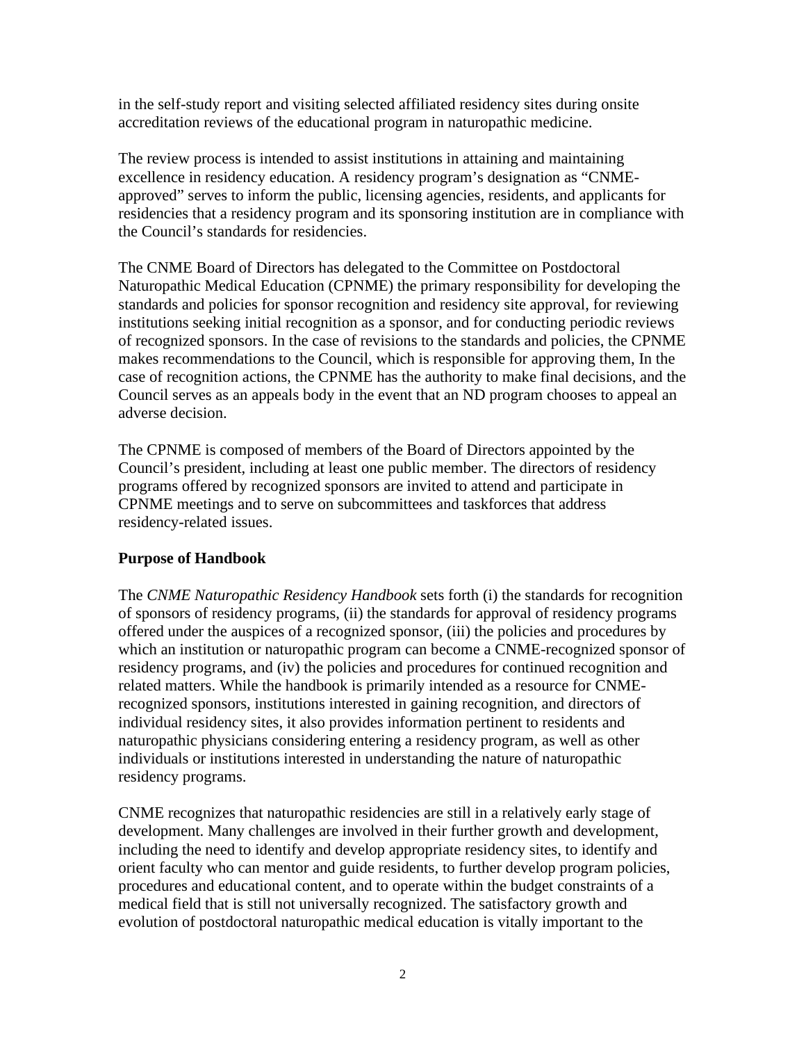in the self-study report and visiting selected affiliated residency sites during onsite accreditation reviews of the educational program in naturopathic medicine.

The review process is intended to assist institutions in attaining and maintaining excellence in residency education. A residency program's designation as "CNME-approved" serves to inform the public, licensing agencies, residents, and applicants for residencies that a residency program and its sponsoring institution are in compliance with the Council's standards for residencies.

The CNME Board of Directors has delegated to the Committee on Postdoctoral Naturopathic Medical Education (CPNME) the primary responsibility for developing the standards and policies for sponsor recognition and residency site approval, for reviewing institutions seeking initial recognition as a sponsor, and for conducting periodic reviews of recognized sponsors. In the case of revisions to the standards and policies, the CPNME makes recommendations to the Council, which is responsible for approving them, In the case of recognition actions, the CPNME has the authority to make final decisions, and the Council serves as an appeals body in the event that an ND program chooses to appeal an adverse decision.

The CPNME is composed of members of the Board of Directors appointed by the Council's president, including at least one public member. The directors of residency programs offered by recognized sponsors are invited to attend and participate in CPNME meetings and to serve on subcommittees and taskforces that address residency-related issues.

**Purpose of Handbook**

The *CNME Naturopathic Residency Handbook* sets forth (i) the standards for recognition of sponsors of residency programs, (ii) the standards for approval of residency programs offered under the auspices of a recognized sponsor, (iii) the policies and procedures by which an institution or naturopathic program can become a CNME-recognized sponsor of residency programs, and (iv) the policies and procedures for continued recognition and related matters. While the handbook is primarily intended as a resource for CNME-recognized sponsors, institutions interested in gaining recognition, and directors of individual residency sites, it also provides information pertinent to residents and naturopathic physicians considering entering a residency program, as well as other individuals or institutions interested in understanding the nature of naturopathic residency programs.

CNME recognizes that naturopathic residencies are still in a relatively early stage of development. Many challenges are involved in their further growth and development, including the need to identify and develop appropriate residency sites, to identify and orient faculty who can mentor and guide residents, to further develop program policies, procedures and educational content, and to operate within the budget constraints of a medical field that is still not universally recognized. The satisfactory growth and evolution of postdoctoral naturopathic medical education is vitally important to the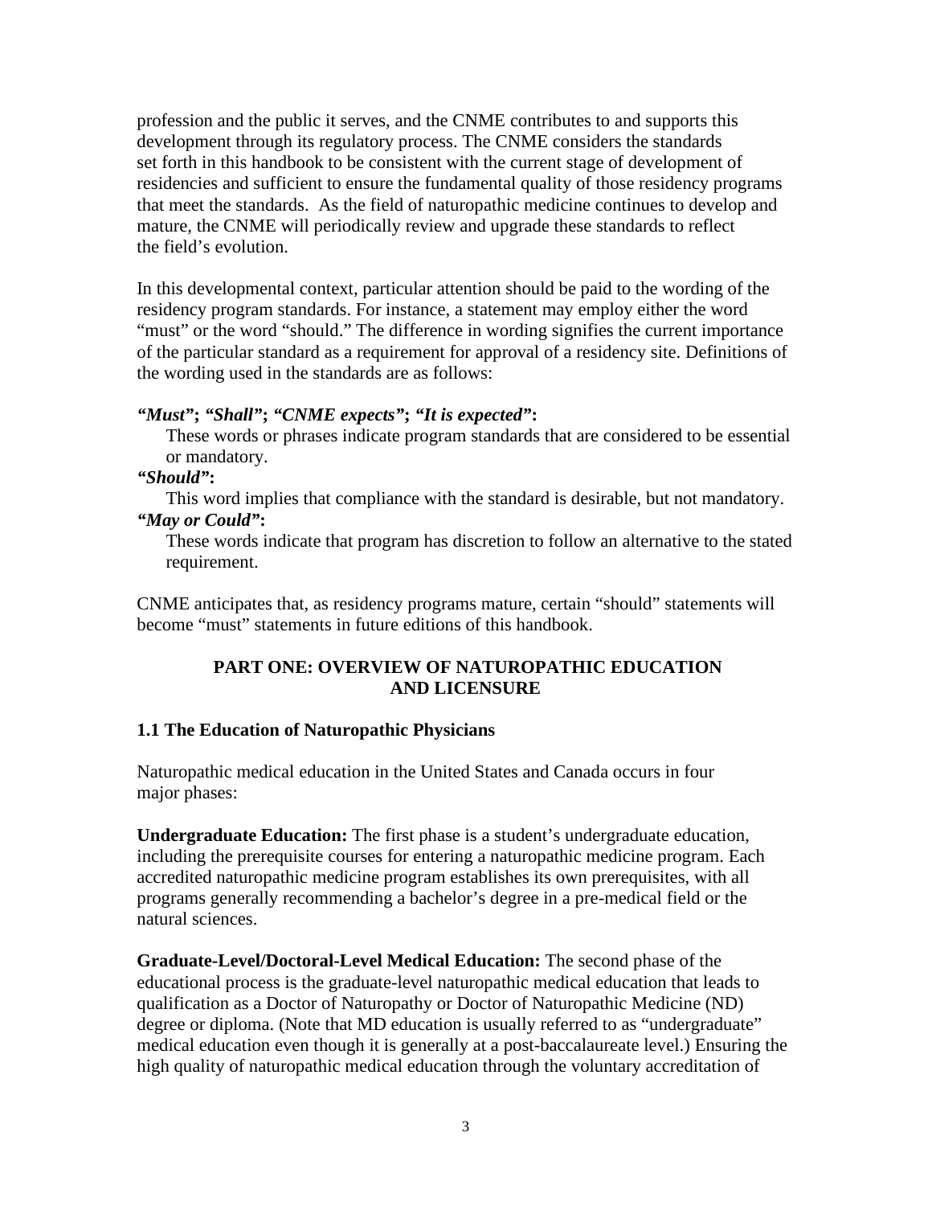profession and the public it serves, and the CNME contributes to and supports this development through its regulatory process. The CNME considers the standards set forth in this handbook to be consistent with the current stage of development of residencies and sufficient to ensure the fundamental quality of those residency programs that meet the standards. As the field of naturopathic medicine continues to develop and mature, the CNME will periodically review and upgrade these standards to reflect the field's evolution.

In this developmental context, particular attention should be paid to the wording of the residency program standards. For instance, a statement may employ either the word "must" or the word "should." The difference in wording signifies the current importance of the particular standard as a requirement for approval of a residency site. Definitions of the wording used in the standards are as follows:

***"Must"*; *"Shall"*; *"CNME expects"*; *"It is expected"*:**

These words or phrases indicate program standards that are considered to be essential or mandatory.

***"Should"*:**

This word implies that compliance with the standard is desirable, but not mandatory.

***"May or Could"*:**

These words indicate that program has discretion to follow an alternative to the stated requirement.

CNME anticipates that, as residency programs mature, certain "should" statements will become "must" statements in future editions of this handbook.

## PART ONE: OVERVIEW OF NATUROPATHIC EDUCATION AND LICENSURE

### 1.1 The Education of Naturopathic Physicians

Naturopathic medical education in the United States and Canada occurs in four major phases:

**Undergraduate Education:** The first phase is a student's undergraduate education, including the prerequisite courses for entering a naturopathic medicine program. Each accredited naturopathic medicine program establishes its own prerequisites, with all programs generally recommending a bachelor's degree in a pre-medical field or the natural sciences.

**Graduate-Level/Doctoral-Level Medical Education:** The second phase of the educational process is the graduate-level naturopathic medical education that leads to qualification as a Doctor of Naturopathy or Doctor of Naturopathic Medicine (ND) degree or diploma. (Note that MD education is usually referred to as "undergraduate" medical education even though it is generally at a post-baccalaureate level.) Ensuring the high quality of naturopathic medical education through the voluntary accreditation of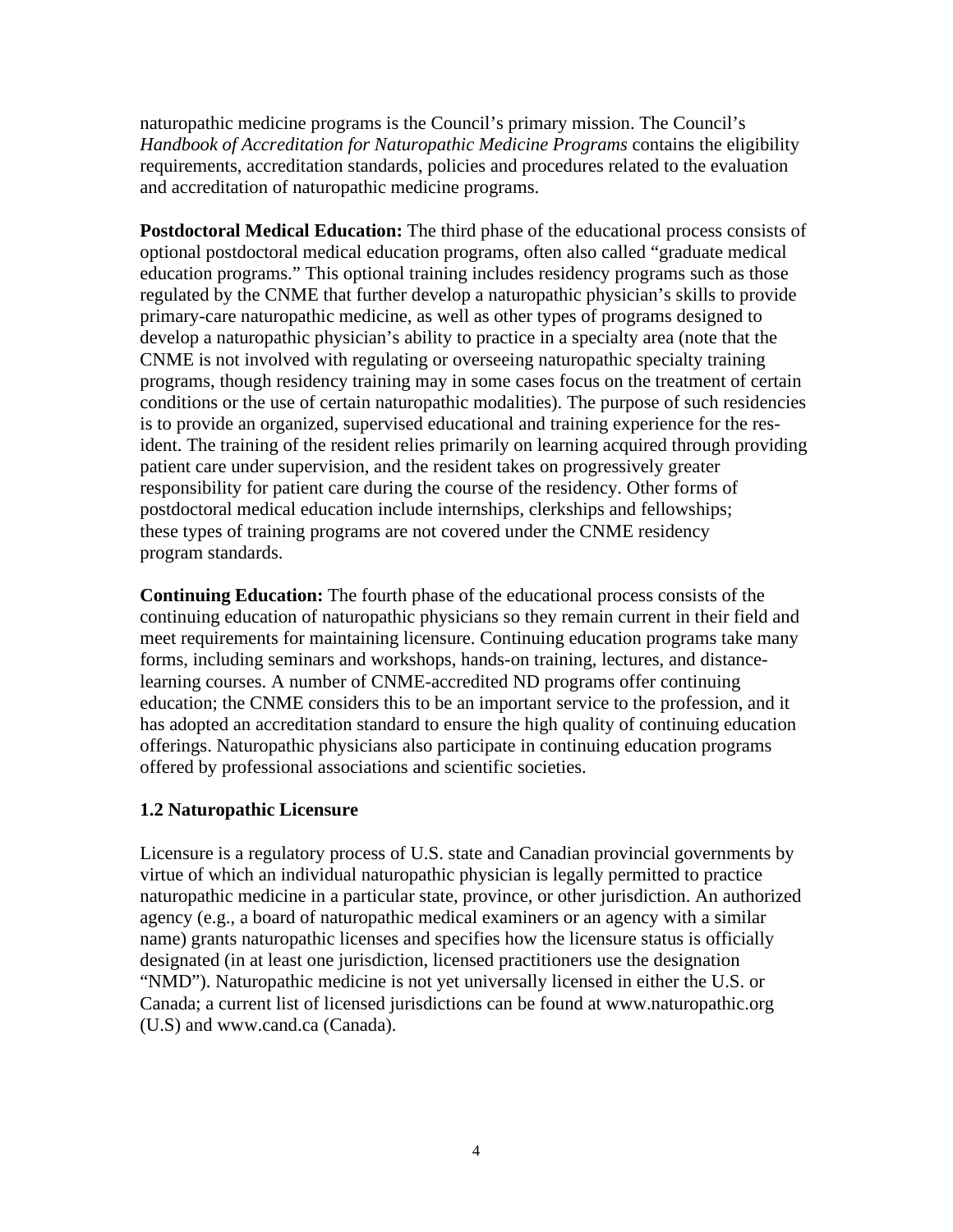naturopathic medicine programs is the Council's primary mission. The Council's *Handbook of Accreditation for Naturopathic Medicine Programs* contains the eligibility requirements, accreditation standards, policies and procedures related to the evaluation and accreditation of naturopathic medicine programs.

**Postdoctoral Medical Education:** The third phase of the educational process consists of optional postdoctoral medical education programs, often also called "graduate medical education programs." This optional training includes residency programs such as those regulated by the CNME that further develop a naturopathic physician's skills to provide primary-care naturopathic medicine, as well as other types of programs designed to develop a naturopathic physician's ability to practice in a specialty area (note that the CNME is not involved with regulating or overseeing naturopathic specialty training programs, though residency training may in some cases focus on the treatment of certain conditions or the use of certain naturopathic modalities). The purpose of such residencies is to provide an organized, supervised educational and training experience for the resident. The training of the resident relies primarily on learning acquired through providing patient care under supervision, and the resident takes on progressively greater responsibility for patient care during the course of the residency. Other forms of postdoctoral medical education include internships, clerkships and fellowships; these types of training programs are not covered under the CNME residency program standards.

**Continuing Education:** The fourth phase of the educational process consists of the continuing education of naturopathic physicians so they remain current in their field and meet requirements for maintaining licensure. Continuing education programs take many forms, including seminars and workshops, hands-on training, lectures, and distance-learning courses. A number of CNME-accredited ND programs offer continuing education; the CNME considers this to be an important service to the profession, and it has adopted an accreditation standard to ensure the high quality of continuing education offerings. Naturopathic physicians also participate in continuing education programs offered by professional associations and scientific societies.

### 1.2 Naturopathic Licensure

Licensure is a regulatory process of U.S. state and Canadian provincial governments by virtue of which an individual naturopathic physician is legally permitted to practice naturopathic medicine in a particular state, province, or other jurisdiction. An authorized agency (e.g., a board of naturopathic medical examiners or an agency with a similar name) grants naturopathic licenses and specifies how the licensure status is officially designated (in at least one jurisdiction, licensed practitioners use the designation "NMD"). Naturopathic medicine is not yet universally licensed in either the U.S. or Canada; a current list of licensed jurisdictions can be found at www.naturopathic.org (U.S) and www.cand.ca (Canada).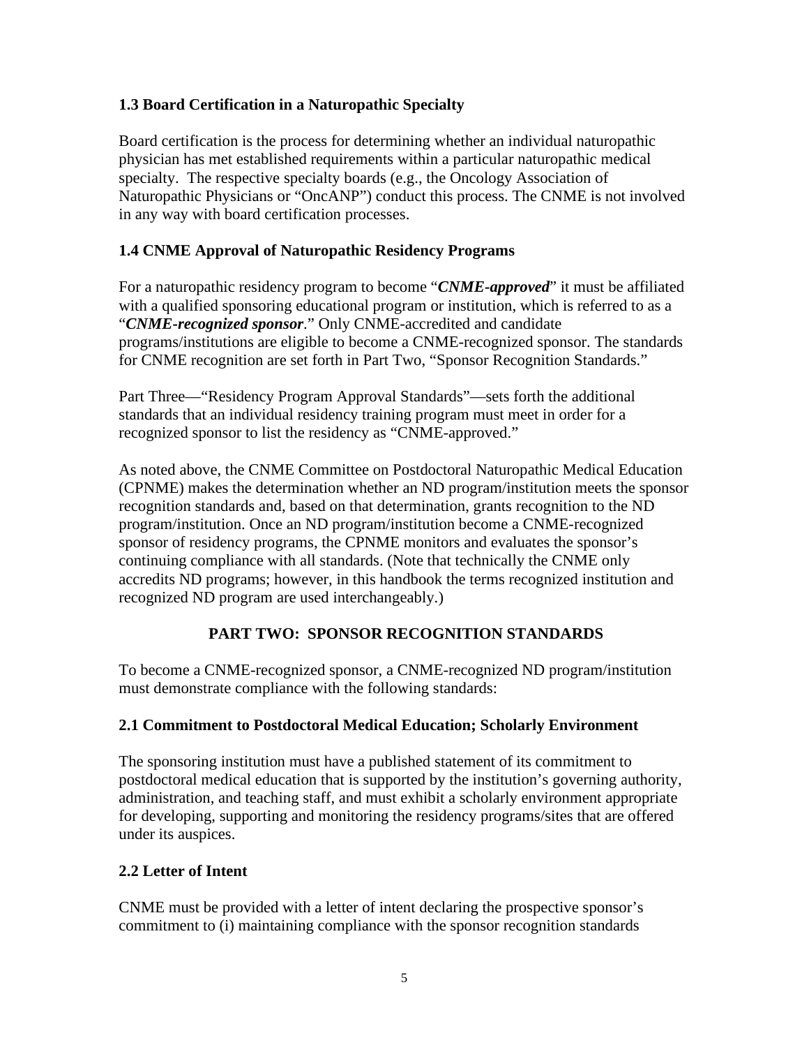### 1.3 Board Certification in a Naturopathic Specialty

Board certification is the process for determining whether an individual naturopathic physician has met established requirements within a particular naturopathic medical specialty. The respective specialty boards (e.g., the Oncology Association of Naturopathic Physicians or "OncANP") conduct this process. The CNME is not involved in any way with board certification processes.

### 1.4 CNME Approval of Naturopathic Residency Programs

For a naturopathic residency program to become "***CNME-approved***" it must be affiliated with a qualified sponsoring educational program or institution, which is referred to as a "***CNME-recognized sponsor***." Only CNME-accredited and candidate programs/institutions are eligible to become a CNME-recognized sponsor. The standards for CNME recognition are set forth in Part Two, "Sponsor Recognition Standards."

Part Three—"Residency Program Approval Standards"—sets forth the additional standards that an individual residency training program must meet in order for a recognized sponsor to list the residency as "CNME-approved."

As noted above, the CNME Committee on Postdoctoral Naturopathic Medical Education (CPNME) makes the determination whether an ND program/institution meets the sponsor recognition standards and, based on that determination, grants recognition to the ND program/institution. Once an ND program/institution become a CNME-recognized sponsor of residency programs, the CPNME monitors and evaluates the sponsor's continuing compliance with all standards. (Note that technically the CNME only accredits ND programs; however, in this handbook the terms recognized institution and recognized ND program are used interchangeably.)

## PART TWO: SPONSOR RECOGNITION STANDARDS

To become a CNME-recognized sponsor, a CNME-recognized ND program/institution must demonstrate compliance with the following standards:

### 2.1 Commitment to Postdoctoral Medical Education; Scholarly Environment

The sponsoring institution must have a published statement of its commitment to postdoctoral medical education that is supported by the institution's governing authority, administration, and teaching staff, and must exhibit a scholarly environment appropriate for developing, supporting and monitoring the residency programs/sites that are offered under its auspices.

### 2.2 Letter of Intent

CNME must be provided with a letter of intent declaring the prospective sponsor's commitment to (i) maintaining compliance with the sponsor recognition standards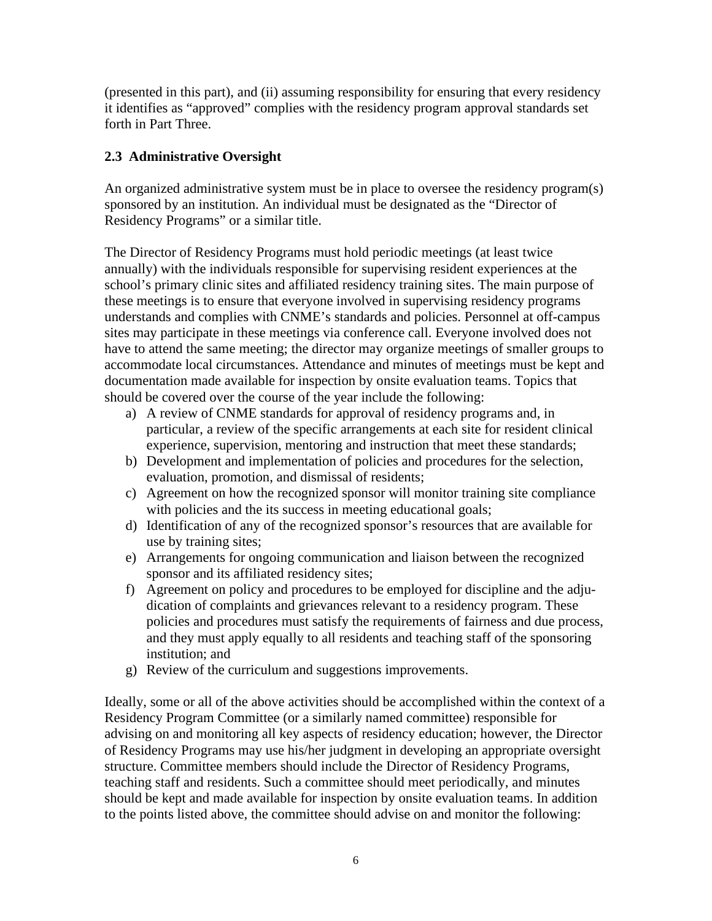(presented in this part), and (ii) assuming responsibility for ensuring that every residency it identifies as "approved" complies with the residency program approval standards set forth in Part Three.

### 2.3 Administrative Oversight

An organized administrative system must be in place to oversee the residency program(s) sponsored by an institution. An individual must be designated as the "Director of Residency Programs" or a similar title.

The Director of Residency Programs must hold periodic meetings (at least twice annually) with the individuals responsible for supervising resident experiences at the school's primary clinic sites and affiliated residency training sites. The main purpose of these meetings is to ensure that everyone involved in supervising residency programs understands and complies with CNME's standards and policies. Personnel at off-campus sites may participate in these meetings via conference call. Everyone involved does not have to attend the same meeting; the director may organize meetings of smaller groups to accommodate local circumstances. Attendance and minutes of meetings must be kept and documentation made available for inspection by onsite evaluation teams. Topics that should be covered over the course of the year include the following:

a) A review of CNME standards for approval of residency programs and, in particular, a review of the specific arrangements at each site for resident clinical experience, supervision, mentoring and instruction that meet these standards;
b) Development and implementation of policies and procedures for the selection, evaluation, promotion, and dismissal of residents;
c) Agreement on how the recognized sponsor will monitor training site compliance with policies and the its success in meeting educational goals;
d) Identification of any of the recognized sponsor's resources that are available for use by training sites;
e) Arrangements for ongoing communication and liaison between the recognized sponsor and its affiliated residency sites;
f) Agreement on policy and procedures to be employed for discipline and the adjudication of complaints and grievances relevant to a residency program. These policies and procedures must satisfy the requirements of fairness and due process, and they must apply equally to all residents and teaching staff of the sponsoring institution; and
g) Review of the curriculum and suggestions improvements.

Ideally, some or all of the above activities should be accomplished within the context of a Residency Program Committee (or a similarly named committee) responsible for advising on and monitoring all key aspects of residency education; however, the Director of Residency Programs may use his/her judgment in developing an appropriate oversight structure. Committee members should include the Director of Residency Programs, teaching staff and residents. Such a committee should meet periodically, and minutes should be kept and made available for inspection by onsite evaluation teams. In addition to the points listed above, the committee should advise on and monitor the following: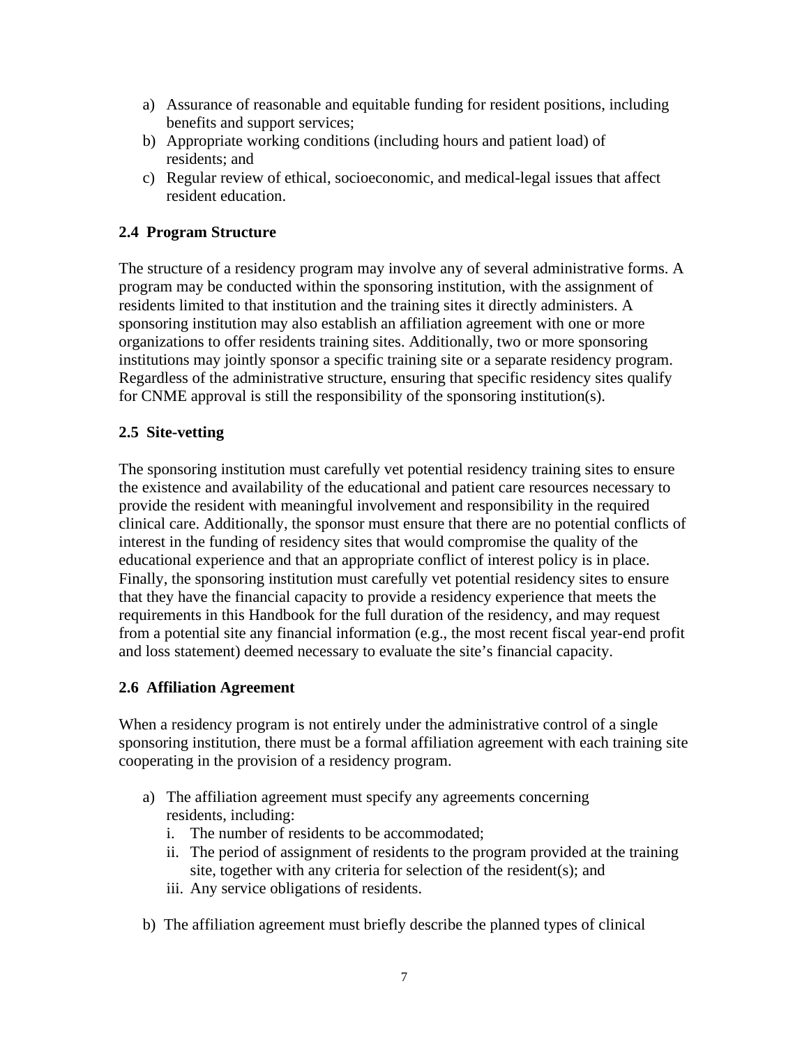a) Assurance of reasonable and equitable funding for resident positions, including benefits and support services;
b) Appropriate working conditions (including hours and patient load) of residents; and
c) Regular review of ethical, socioeconomic, and medical-legal issues that affect resident education.

### 2.4 Program Structure

The structure of a residency program may involve any of several administrative forms. A program may be conducted within the sponsoring institution, with the assignment of residents limited to that institution and the training sites it directly administers. A sponsoring institution may also establish an affiliation agreement with one or more organizations to offer residents training sites. Additionally, two or more sponsoring institutions may jointly sponsor a specific training site or a separate residency program. Regardless of the administrative structure, ensuring that specific residency sites qualify for CNME approval is still the responsibility of the sponsoring institution(s).

### 2.5 Site-vetting

The sponsoring institution must carefully vet potential residency training sites to ensure the existence and availability of the educational and patient care resources necessary to provide the resident with meaningful involvement and responsibility in the required clinical care. Additionally, the sponsor must ensure that there are no potential conflicts of interest in the funding of residency sites that would compromise the quality of the educational experience and that an appropriate conflict of interest policy is in place. Finally, the sponsoring institution must carefully vet potential residency sites to ensure that they have the financial capacity to provide a residency experience that meets the requirements in this Handbook for the full duration of the residency, and may request from a potential site any financial information (e.g., the most recent fiscal year-end profit and loss statement) deemed necessary to evaluate the site's financial capacity.

### 2.6 Affiliation Agreement

When a residency program is not entirely under the administrative control of a single sponsoring institution, there must be a formal affiliation agreement with each training site cooperating in the provision of a residency program.

a) The affiliation agreement must specify any agreements concerning residents, including:
   i. The number of residents to be accommodated;
   ii. The period of assignment of residents to the program provided at the training site, together with any criteria for selection of the resident(s); and
   iii. Any service obligations of residents.

b) The affiliation agreement must briefly describe the planned types of clinical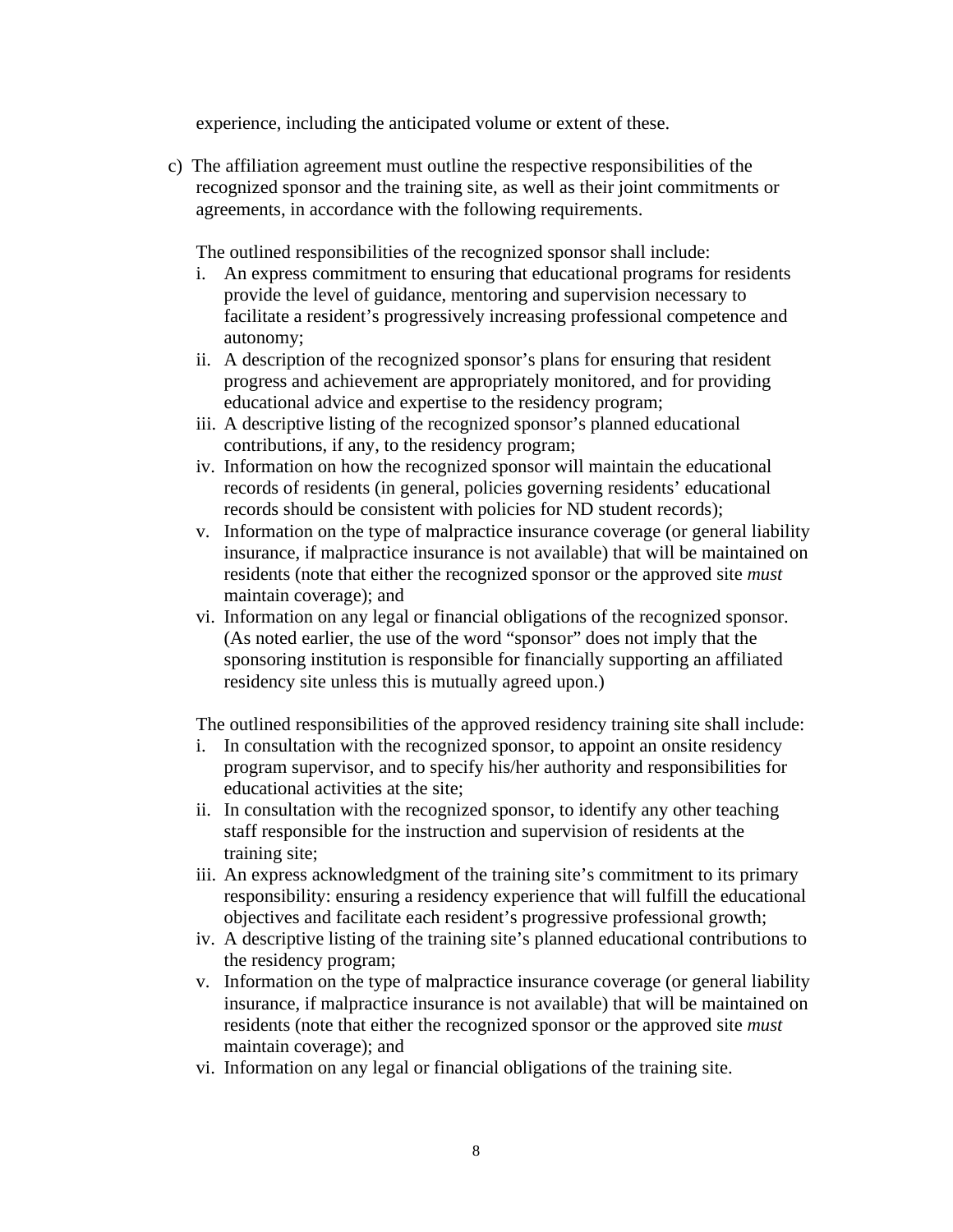experience, including the anticipated volume or extent of these.

c) The affiliation agreement must outline the respective responsibilities of the recognized sponsor and the training site, as well as their joint commitments or agreements, in accordance with the following requirements.

The outlined responsibilities of the recognized sponsor shall include:

i. An express commitment to ensuring that educational programs for residents provide the level of guidance, mentoring and supervision necessary to facilitate a resident's progressively increasing professional competence and autonomy;
ii. A description of the recognized sponsor's plans for ensuring that resident progress and achievement are appropriately monitored, and for providing educational advice and expertise to the residency program;
iii. A descriptive listing of the recognized sponsor's planned educational contributions, if any, to the residency program;
iv. Information on how the recognized sponsor will maintain the educational records of residents (in general, policies governing residents' educational records should be consistent with policies for ND student records);
v. Information on the type of malpractice insurance coverage (or general liability insurance, if malpractice insurance is not available) that will be maintained on residents (note that either the recognized sponsor or the approved site *must* maintain coverage); and
vi. Information on any legal or financial obligations of the recognized sponsor. (As noted earlier, the use of the word "sponsor" does not imply that the sponsoring institution is responsible for financially supporting an affiliated residency site unless this is mutually agreed upon.)

The outlined responsibilities of the approved residency training site shall include:

i. In consultation with the recognized sponsor, to appoint an onsite residency program supervisor, and to specify his/her authority and responsibilities for educational activities at the site;
ii. In consultation with the recognized sponsor, to identify any other teaching staff responsible for the instruction and supervision of residents at the training site;
iii. An express acknowledgment of the training site's commitment to its primary responsibility: ensuring a residency experience that will fulfill the educational objectives and facilitate each resident's progressive professional growth;
iv. A descriptive listing of the training site's planned educational contributions to the residency program;
v. Information on the type of malpractice insurance coverage (or general liability insurance, if malpractice insurance is not available) that will be maintained on residents (note that either the recognized sponsor or the approved site *must* maintain coverage); and
vi. Information on any legal or financial obligations of the training site.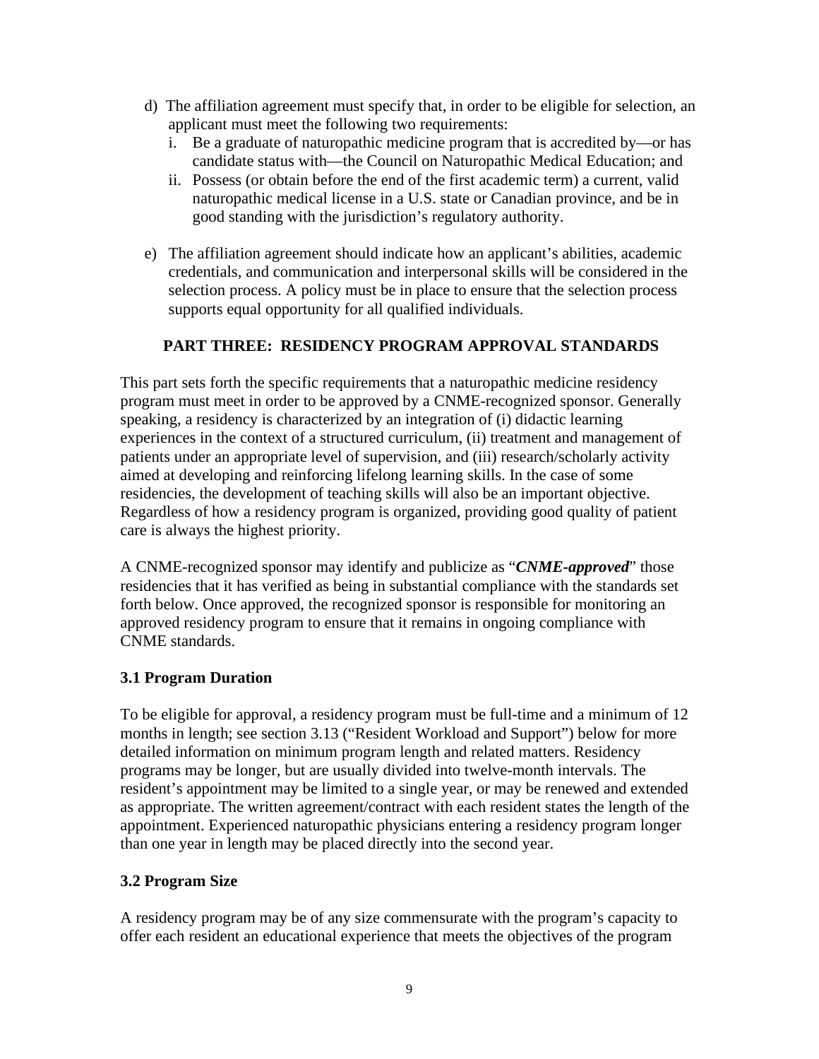d) The affiliation agreement must specify that, in order to be eligible for selection, an applicant must meet the following two requirements:
   i. Be a graduate of naturopathic medicine program that is accredited by—or has candidate status with—the Council on Naturopathic Medical Education; and
   ii. Possess (or obtain before the end of the first academic term) a current, valid naturopathic medical license in a U.S. state or Canadian province, and be in good standing with the jurisdiction's regulatory authority.

e) The affiliation agreement should indicate how an applicant's abilities, academic credentials, and communication and interpersonal skills will be considered in the selection process. A policy must be in place to ensure that the selection process supports equal opportunity for all qualified individuals.

## PART THREE: RESIDENCY PROGRAM APPROVAL STANDARDS

This part sets forth the specific requirements that a naturopathic medicine residency program must meet in order to be approved by a CNME-recognized sponsor. Generally speaking, a residency is characterized by an integration of (i) didactic learning experiences in the context of a structured curriculum, (ii) treatment and management of patients under an appropriate level of supervision, and (iii) research/scholarly activity aimed at developing and reinforcing lifelong learning skills. In the case of some residencies, the development of teaching skills will also be an important objective. Regardless of how a residency program is organized, providing good quality of patient care is always the highest priority.

A CNME-recognized sponsor may identify and publicize as "***CNME-approved***" those residencies that it has verified as being in substantial compliance with the standards set forth below. Once approved, the recognized sponsor is responsible for monitoring an approved residency program to ensure that it remains in ongoing compliance with CNME standards.

### 3.1 Program Duration

To be eligible for approval, a residency program must be full-time and a minimum of 12 months in length; see section 3.13 ("Resident Workload and Support") below for more detailed information on minimum program length and related matters. Residency programs may be longer, but are usually divided into twelve-month intervals. The resident's appointment may be limited to a single year, or may be renewed and extended as appropriate. The written agreement/contract with each resident states the length of the appointment. Experienced naturopathic physicians entering a residency program longer than one year in length may be placed directly into the second year.

### 3.2 Program Size

A residency program may be of any size commensurate with the program's capacity to offer each resident an educational experience that meets the objectives of the program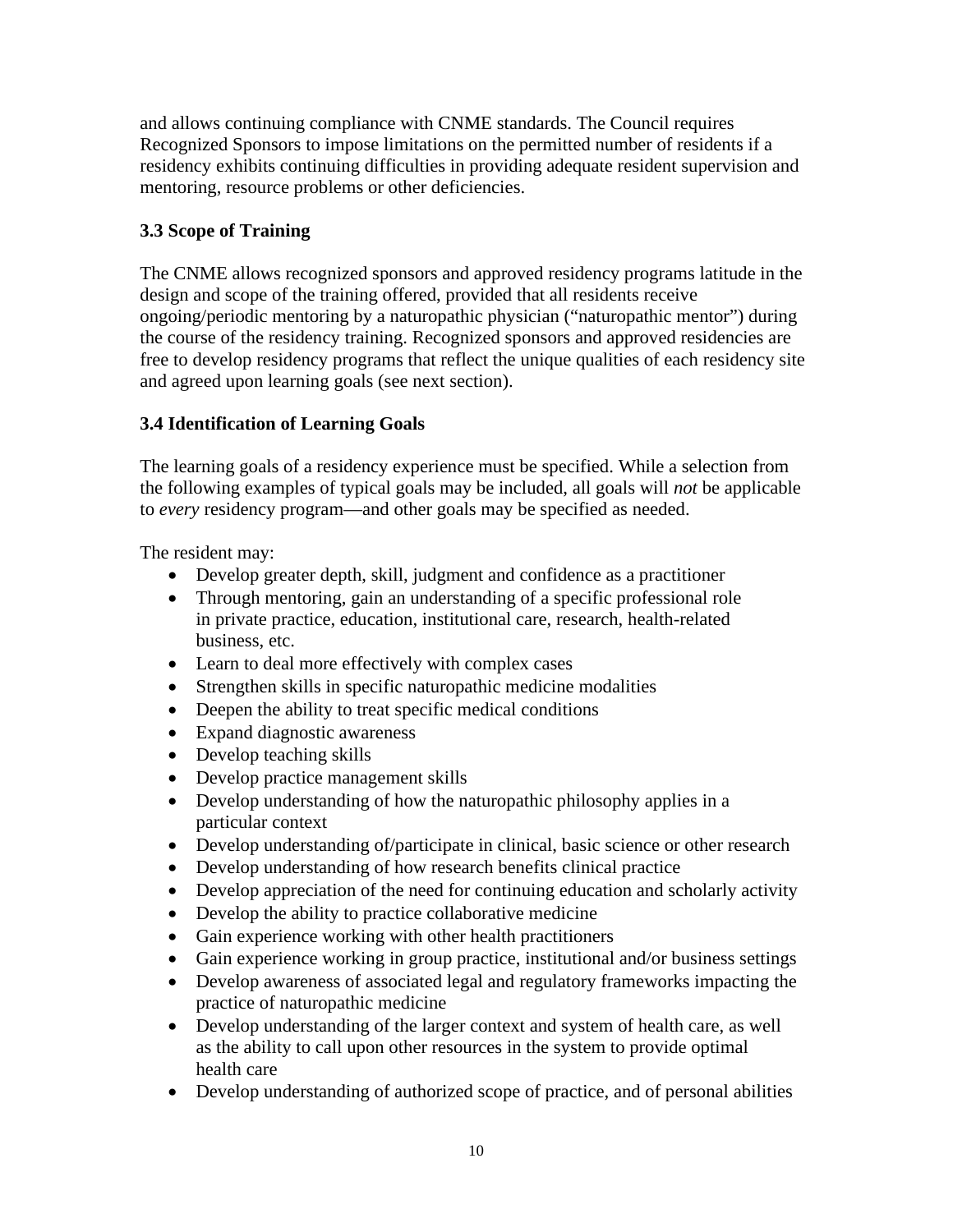and allows continuing compliance with CNME standards. The Council requires Recognized Sponsors to impose limitations on the permitted number of residents if a residency exhibits continuing difficulties in providing adequate resident supervision and mentoring, resource problems or other deficiencies.

### 3.3 Scope of Training

The CNME allows recognized sponsors and approved residency programs latitude in the design and scope of the training offered, provided that all residents receive ongoing/periodic mentoring by a naturopathic physician ("naturopathic mentor") during the course of the residency training. Recognized sponsors and approved residencies are free to develop residency programs that reflect the unique qualities of each residency site and agreed upon learning goals (see next section).

### 3.4 Identification of Learning Goals

The learning goals of a residency experience must be specified. While a selection from the following examples of typical goals may be included, all goals will *not* be applicable to *every* residency program—and other goals may be specified as needed.

The resident may:

- Develop greater depth, skill, judgment and confidence as a practitioner
- Through mentoring, gain an understanding of a specific professional role in private practice, education, institutional care, research, health-related business, etc.
- Learn to deal more effectively with complex cases
- Strengthen skills in specific naturopathic medicine modalities
- Deepen the ability to treat specific medical conditions
- Expand diagnostic awareness
- Develop teaching skills
- Develop practice management skills
- Develop understanding of how the naturopathic philosophy applies in a particular context
- Develop understanding of/participate in clinical, basic science or other research
- Develop understanding of how research benefits clinical practice
- Develop appreciation of the need for continuing education and scholarly activity
- Develop the ability to practice collaborative medicine
- Gain experience working with other health practitioners
- Gain experience working in group practice, institutional and/or business settings
- Develop awareness of associated legal and regulatory frameworks impacting the practice of naturopathic medicine
- Develop understanding of the larger context and system of health care, as well as the ability to call upon other resources in the system to provide optimal health care
- Develop understanding of authorized scope of practice, and of personal abilities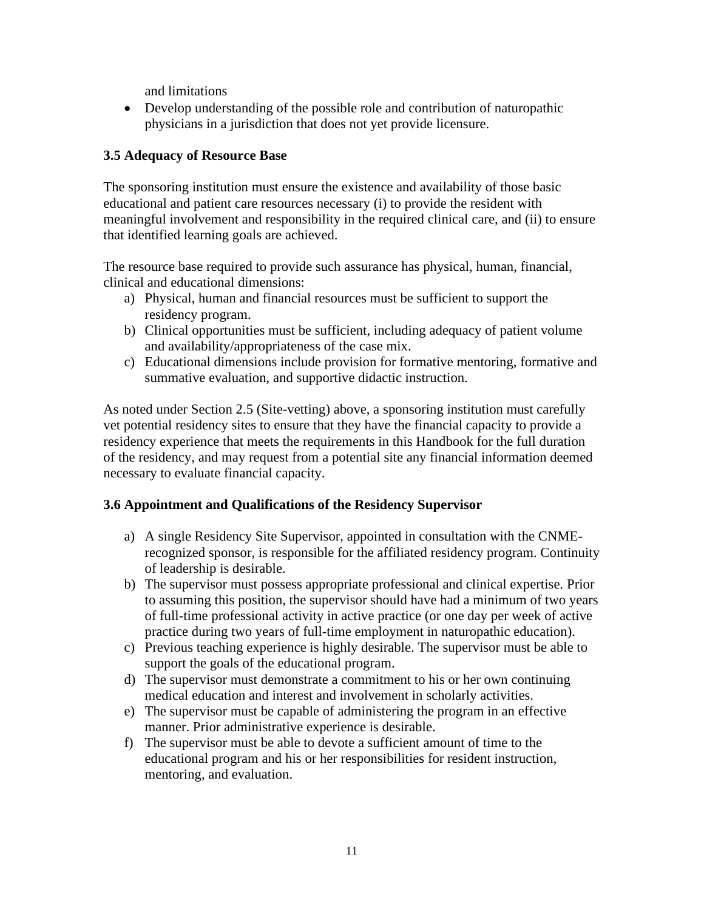and limitations

- Develop understanding of the possible role and contribution of naturopathic physicians in a jurisdiction that does not yet provide licensure.

### 3.5 Adequacy of Resource Base

The sponsoring institution must ensure the existence and availability of those basic educational and patient care resources necessary (i) to provide the resident with meaningful involvement and responsibility in the required clinical care, and (ii) to ensure that identified learning goals are achieved.

The resource base required to provide such assurance has physical, human, financial, clinical and educational dimensions:

a) Physical, human and financial resources must be sufficient to support the residency program.
b) Clinical opportunities must be sufficient, including adequacy of patient volume and availability/appropriateness of the case mix.
c) Educational dimensions include provision for formative mentoring, formative and summative evaluation, and supportive didactic instruction.

As noted under Section 2.5 (Site-vetting) above, a sponsoring institution must carefully vet potential residency sites to ensure that they have the financial capacity to provide a residency experience that meets the requirements in this Handbook for the full duration of the residency, and may request from a potential site any financial information deemed necessary to evaluate financial capacity.

### 3.6 Appointment and Qualifications of the Residency Supervisor

a) A single Residency Site Supervisor, appointed in consultation with the CNME-recognized sponsor, is responsible for the affiliated residency program. Continuity of leadership is desirable.
b) The supervisor must possess appropriate professional and clinical expertise. Prior to assuming this position, the supervisor should have had a minimum of two years of full-time professional activity in active practice (or one day per week of active practice during two years of full-time employment in naturopathic education).
c) Previous teaching experience is highly desirable. The supervisor must be able to support the goals of the educational program.
d) The supervisor must demonstrate a commitment to his or her own continuing medical education and interest and involvement in scholarly activities.
e) The supervisor must be capable of administering the program in an effective manner. Prior administrative experience is desirable.
f) The supervisor must be able to devote a sufficient amount of time to the educational program and his or her responsibilities for resident instruction, mentoring, and evaluation.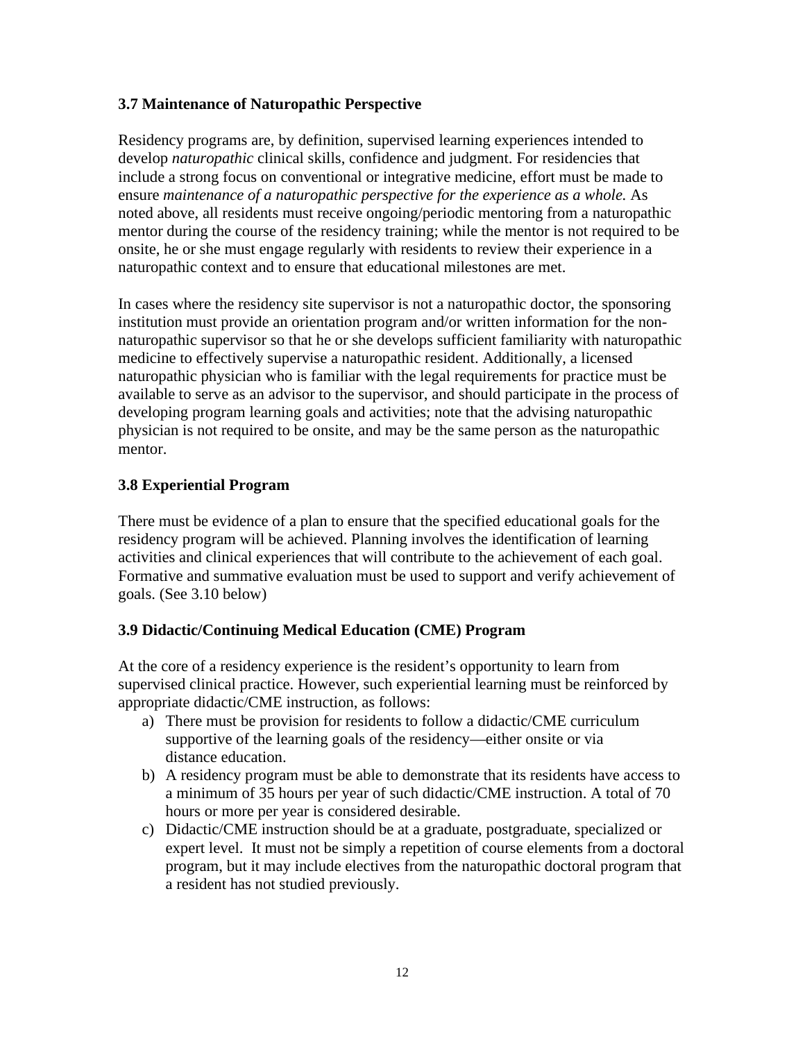### 3.7 Maintenance of Naturopathic Perspective

Residency programs are, by definition, supervised learning experiences intended to develop *naturopathic* clinical skills, confidence and judgment. For residencies that include a strong focus on conventional or integrative medicine, effort must be made to ensure *maintenance of a naturopathic perspective for the experience as a whole.* As noted above, all residents must receive ongoing/periodic mentoring from a naturopathic mentor during the course of the residency training; while the mentor is not required to be onsite, he or she must engage regularly with residents to review their experience in a naturopathic context and to ensure that educational milestones are met.

In cases where the residency site supervisor is not a naturopathic doctor, the sponsoring institution must provide an orientation program and/or written information for the non-naturopathic supervisor so that he or she develops sufficient familiarity with naturopathic medicine to effectively supervise a naturopathic resident. Additionally, a licensed naturopathic physician who is familiar with the legal requirements for practice must be available to serve as an advisor to the supervisor, and should participate in the process of developing program learning goals and activities; note that the advising naturopathic physician is not required to be onsite, and may be the same person as the naturopathic mentor.

### 3.8 Experiential Program

There must be evidence of a plan to ensure that the specified educational goals for the residency program will be achieved. Planning involves the identification of learning activities and clinical experiences that will contribute to the achievement of each goal. Formative and summative evaluation must be used to support and verify achievement of goals. (See 3.10 below)

### 3.9 Didactic/Continuing Medical Education (CME) Program

At the core of a residency experience is the resident's opportunity to learn from supervised clinical practice. However, such experiential learning must be reinforced by appropriate didactic/CME instruction, as follows:

a) There must be provision for residents to follow a didactic/CME curriculum supportive of the learning goals of the residency—either onsite or via distance education.
b) A residency program must be able to demonstrate that its residents have access to a minimum of 35 hours per year of such didactic/CME instruction. A total of 70 hours or more per year is considered desirable.
c) Didactic/CME instruction should be at a graduate, postgraduate, specialized or expert level. It must not be simply a repetition of course elements from a doctoral program, but it may include electives from the naturopathic doctoral program that a resident has not studied previously.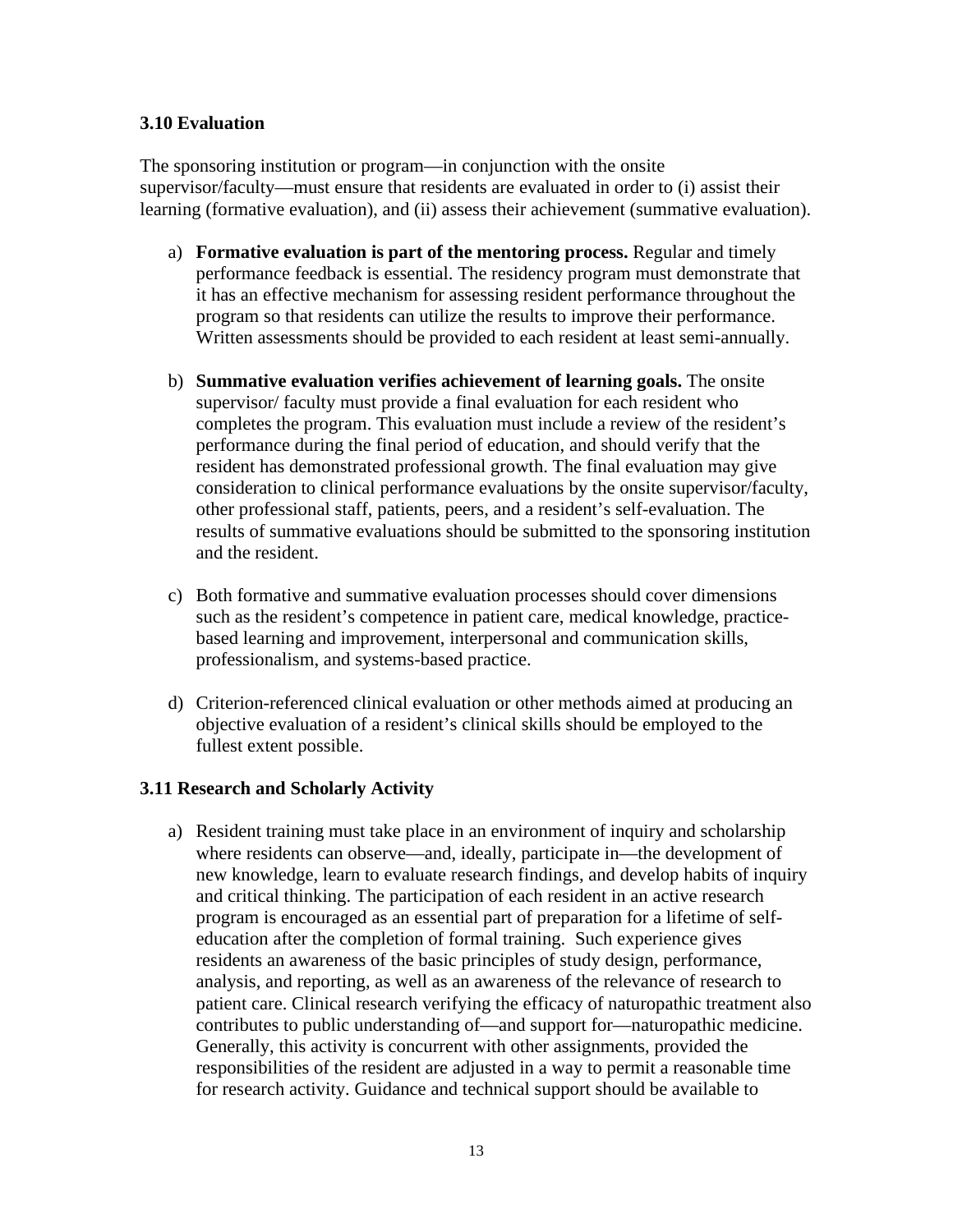### 3.10 Evaluation

The sponsoring institution or program—in conjunction with the onsite supervisor/faculty—must ensure that residents are evaluated in order to (i) assist their learning (formative evaluation), and (ii) assess their achievement (summative evaluation).

a) **Formative evaluation is part of the mentoring process.** Regular and timely performance feedback is essential. The residency program must demonstrate that it has an effective mechanism for assessing resident performance throughout the program so that residents can utilize the results to improve their performance. Written assessments should be provided to each resident at least semi-annually.

b) **Summative evaluation verifies achievement of learning goals.** The onsite supervisor/ faculty must provide a final evaluation for each resident who completes the program. This evaluation must include a review of the resident's performance during the final period of education, and should verify that the resident has demonstrated professional growth. The final evaluation may give consideration to clinical performance evaluations by the onsite supervisor/faculty, other professional staff, patients, peers, and a resident's self-evaluation. The results of summative evaluations should be submitted to the sponsoring institution and the resident.

c) Both formative and summative evaluation processes should cover dimensions such as the resident's competence in patient care, medical knowledge, practice-based learning and improvement, interpersonal and communication skills, professionalism, and systems-based practice.

d) Criterion-referenced clinical evaluation or other methods aimed at producing an objective evaluation of a resident's clinical skills should be employed to the fullest extent possible.

### 3.11 Research and Scholarly Activity

a) Resident training must take place in an environment of inquiry and scholarship where residents can observe—and, ideally, participate in—the development of new knowledge, learn to evaluate research findings, and develop habits of inquiry and critical thinking. The participation of each resident in an active research program is encouraged as an essential part of preparation for a lifetime of self-education after the completion of formal training. Such experience gives residents an awareness of the basic principles of study design, performance, analysis, and reporting, as well as an awareness of the relevance of research to patient care. Clinical research verifying the efficacy of naturopathic treatment also contributes to public understanding of—and support for—naturopathic medicine. Generally, this activity is concurrent with other assignments, provided the responsibilities of the resident are adjusted in a way to permit a reasonable time for research activity. Guidance and technical support should be available to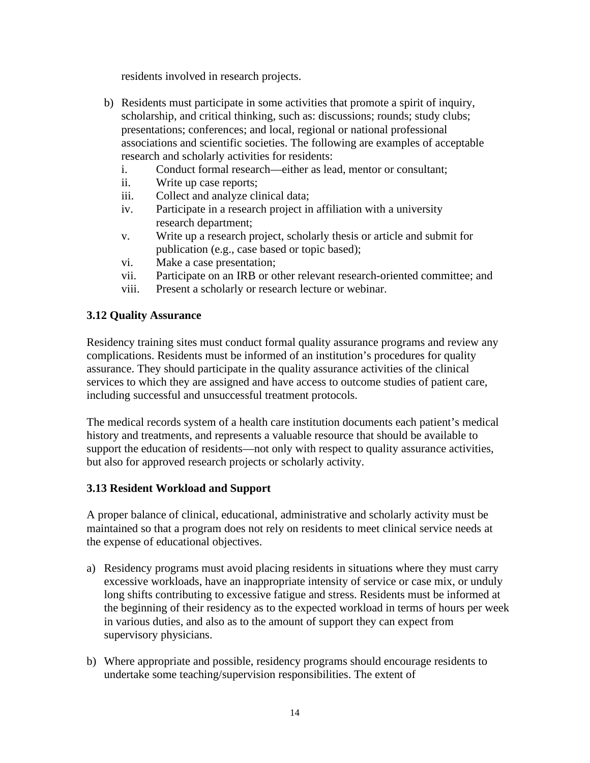residents involved in research projects.

b) Residents must participate in some activities that promote a spirit of inquiry, scholarship, and critical thinking, such as: discussions; rounds; study clubs; presentations; conferences; and local, regional or national professional associations and scientific societies. The following are examples of acceptable research and scholarly activities for residents:
   i. Conduct formal research—either as lead, mentor or consultant;
   ii. Write up case reports;
   iii. Collect and analyze clinical data;
   iv. Participate in a research project in affiliation with a university research department;
   v. Write up a research project, scholarly thesis or article and submit for publication (e.g., case based or topic based);
   vi. Make a case presentation;
   vii. Participate on an IRB or other relevant research-oriented committee; and
   viii. Present a scholarly or research lecture or webinar.

### 3.12 Quality Assurance

Residency training sites must conduct formal quality assurance programs and review any complications. Residents must be informed of an institution's procedures for quality assurance. They should participate in the quality assurance activities of the clinical services to which they are assigned and have access to outcome studies of patient care, including successful and unsuccessful treatment protocols.

The medical records system of a health care institution documents each patient's medical history and treatments, and represents a valuable resource that should be available to support the education of residents—not only with respect to quality assurance activities, but also for approved research projects or scholarly activity.

### 3.13 Resident Workload and Support

A proper balance of clinical, educational, administrative and scholarly activity must be maintained so that a program does not rely on residents to meet clinical service needs at the expense of educational objectives.

a) Residency programs must avoid placing residents in situations where they must carry excessive workloads, have an inappropriate intensity of service or case mix, or unduly long shifts contributing to excessive fatigue and stress. Residents must be informed at the beginning of their residency as to the expected workload in terms of hours per week in various duties, and also as to the amount of support they can expect from supervisory physicians.

b) Where appropriate and possible, residency programs should encourage residents to undertake some teaching/supervision responsibilities. The extent of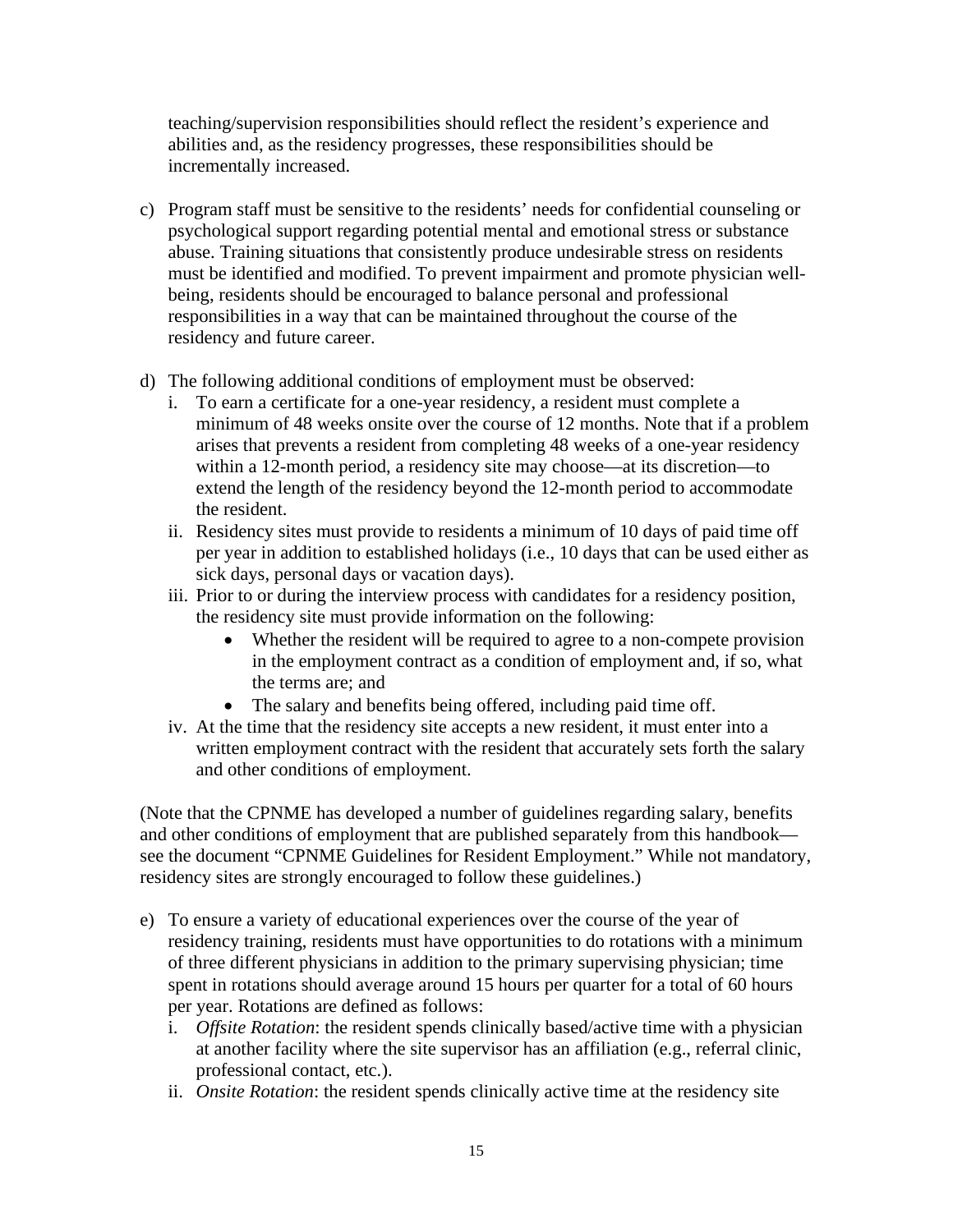teaching/supervision responsibilities should reflect the resident's experience and abilities and, as the residency progresses, these responsibilities should be incrementally increased.

c) Program staff must be sensitive to the residents' needs for confidential counseling or psychological support regarding potential mental and emotional stress or substance abuse. Training situations that consistently produce undesirable stress on residents must be identified and modified. To prevent impairment and promote physician well-being, residents should be encouraged to balance personal and professional responsibilities in a way that can be maintained throughout the course of the residency and future career.

d) The following additional conditions of employment must be observed:
   i. To earn a certificate for a one-year residency, a resident must complete a minimum of 48 weeks onsite over the course of 12 months. Note that if a problem arises that prevents a resident from completing 48 weeks of a one-year residency within a 12-month period, a residency site may choose—at its discretion—to extend the length of the residency beyond the 12-month period to accommodate the resident.
   ii. Residency sites must provide to residents a minimum of 10 days of paid time off per year in addition to established holidays (i.e., 10 days that can be used either as sick days, personal days or vacation days).
   iii. Prior to or during the interview process with candidates for a residency position, the residency site must provide information on the following:
      - Whether the resident will be required to agree to a non-compete provision in the employment contract as a condition of employment and, if so, what the terms are; and
      - The salary and benefits being offered, including paid time off.
   iv. At the time that the residency site accepts a new resident, it must enter into a written employment contract with the resident that accurately sets forth the salary and other conditions of employment.

(Note that the CPNME has developed a number of guidelines regarding salary, benefits and other conditions of employment that are published separately from this handbook—see the document "CPNME Guidelines for Resident Employment." While not mandatory, residency sites are strongly encouraged to follow these guidelines.)

e) To ensure a variety of educational experiences over the course of the year of residency training, residents must have opportunities to do rotations with a minimum of three different physicians in addition to the primary supervising physician; time spent in rotations should average around 15 hours per quarter for a total of 60 hours per year. Rotations are defined as follows:
   i. *Offsite Rotation*: the resident spends clinically based/active time with a physician at another facility where the site supervisor has an affiliation (e.g., referral clinic, professional contact, etc.).
   ii. *Onsite Rotation*: the resident spends clinically active time at the residency site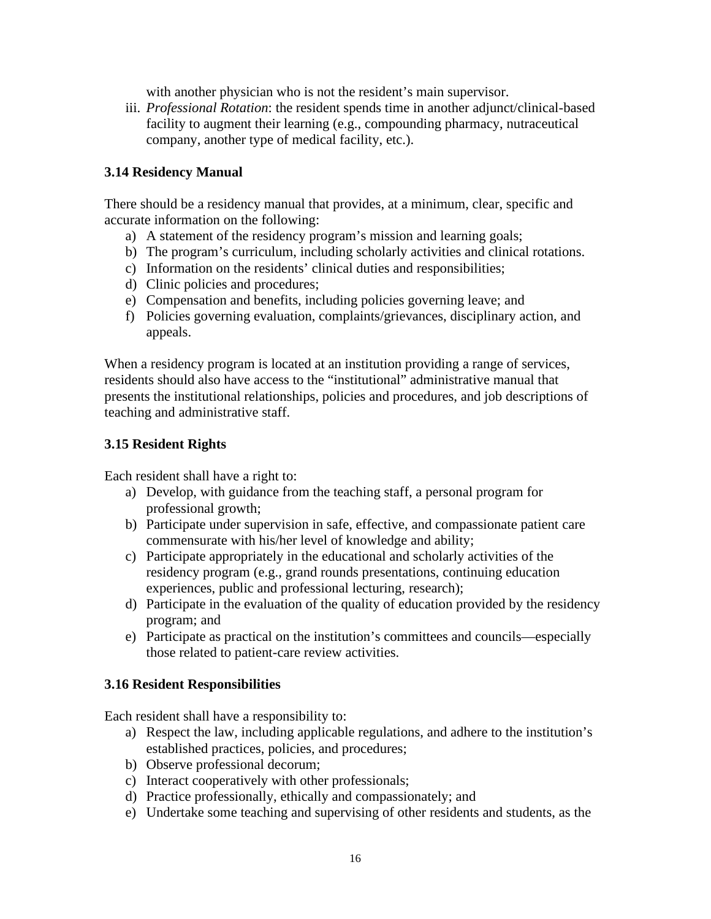with another physician who is not the resident's main supervisor.

iii. *Professional Rotation*: the resident spends time in another adjunct/clinical-based facility to augment their learning (e.g., compounding pharmacy, nutraceutical company, another type of medical facility, etc.).

### 3.14 Residency Manual

There should be a residency manual that provides, at a minimum, clear, specific and accurate information on the following:

a) A statement of the residency program's mission and learning goals;
b) The program's curriculum, including scholarly activities and clinical rotations.
c) Information on the residents' clinical duties and responsibilities;
d) Clinic policies and procedures;
e) Compensation and benefits, including policies governing leave; and
f) Policies governing evaluation, complaints/grievances, disciplinary action, and appeals.

When a residency program is located at an institution providing a range of services, residents should also have access to the "institutional" administrative manual that presents the institutional relationships, policies and procedures, and job descriptions of teaching and administrative staff.

### 3.15 Resident Rights

Each resident shall have a right to:

a) Develop, with guidance from the teaching staff, a personal program for professional growth;
b) Participate under supervision in safe, effective, and compassionate patient care commensurate with his/her level of knowledge and ability;
c) Participate appropriately in the educational and scholarly activities of the residency program (e.g., grand rounds presentations, continuing education experiences, public and professional lecturing, research);
d) Participate in the evaluation of the quality of education provided by the residency program; and
e) Participate as practical on the institution's committees and councils—especially those related to patient-care review activities.

### 3.16 Resident Responsibilities

Each resident shall have a responsibility to:

a) Respect the law, including applicable regulations, and adhere to the institution's established practices, policies, and procedures;
b) Observe professional decorum;
c) Interact cooperatively with other professionals;
d) Practice professionally, ethically and compassionately; and
e) Undertake some teaching and supervising of other residents and students, as the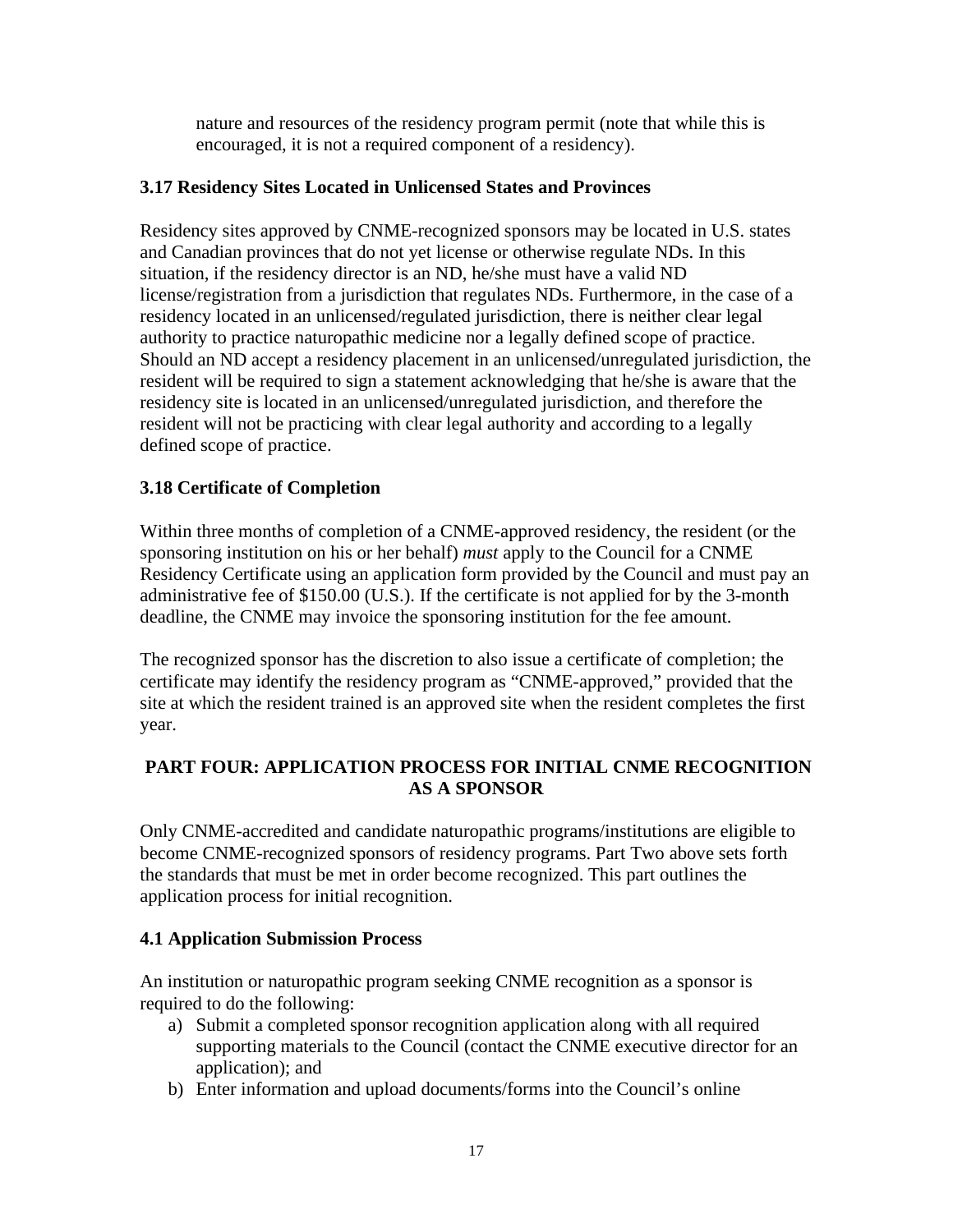nature and resources of the residency program permit (note that while this is encouraged, it is not a required component of a residency).

### 3.17 Residency Sites Located in Unlicensed States and Provinces

Residency sites approved by CNME-recognized sponsors may be located in U.S. states and Canadian provinces that do not yet license or otherwise regulate NDs. In this situation, if the residency director is an ND, he/she must have a valid ND license/registration from a jurisdiction that regulates NDs. Furthermore, in the case of a residency located in an unlicensed/regulated jurisdiction, there is neither clear legal authority to practice naturopathic medicine nor a legally defined scope of practice. Should an ND accept a residency placement in an unlicensed/unregulated jurisdiction, the resident will be required to sign a statement acknowledging that he/she is aware that the residency site is located in an unlicensed/unregulated jurisdiction, and therefore the resident will not be practicing with clear legal authority and according to a legally defined scope of practice.

### 3.18 Certificate of Completion

Within three months of completion of a CNME-approved residency, the resident (or the sponsoring institution on his or her behalf) *must* apply to the Council for a CNME Residency Certificate using an application form provided by the Council and must pay an administrative fee of $150.00 (U.S.). If the certificate is not applied for by the 3-month deadline, the CNME may invoice the sponsoring institution for the fee amount.

The recognized sponsor has the discretion to also issue a certificate of completion; the certificate may identify the residency program as "CNME-approved," provided that the site at which the resident trained is an approved site when the resident completes the first year.

## PART FOUR: APPLICATION PROCESS FOR INITIAL CNME RECOGNITION AS A SPONSOR

Only CNME-accredited and candidate naturopathic programs/institutions are eligible to become CNME-recognized sponsors of residency programs. Part Two above sets forth the standards that must be met in order become recognized. This part outlines the application process for initial recognition.

### 4.1 Application Submission Process

An institution or naturopathic program seeking CNME recognition as a sponsor is required to do the following:

a) Submit a completed sponsor recognition application along with all required supporting materials to the Council (contact the CNME executive director for an application); and
b) Enter information and upload documents/forms into the Council's online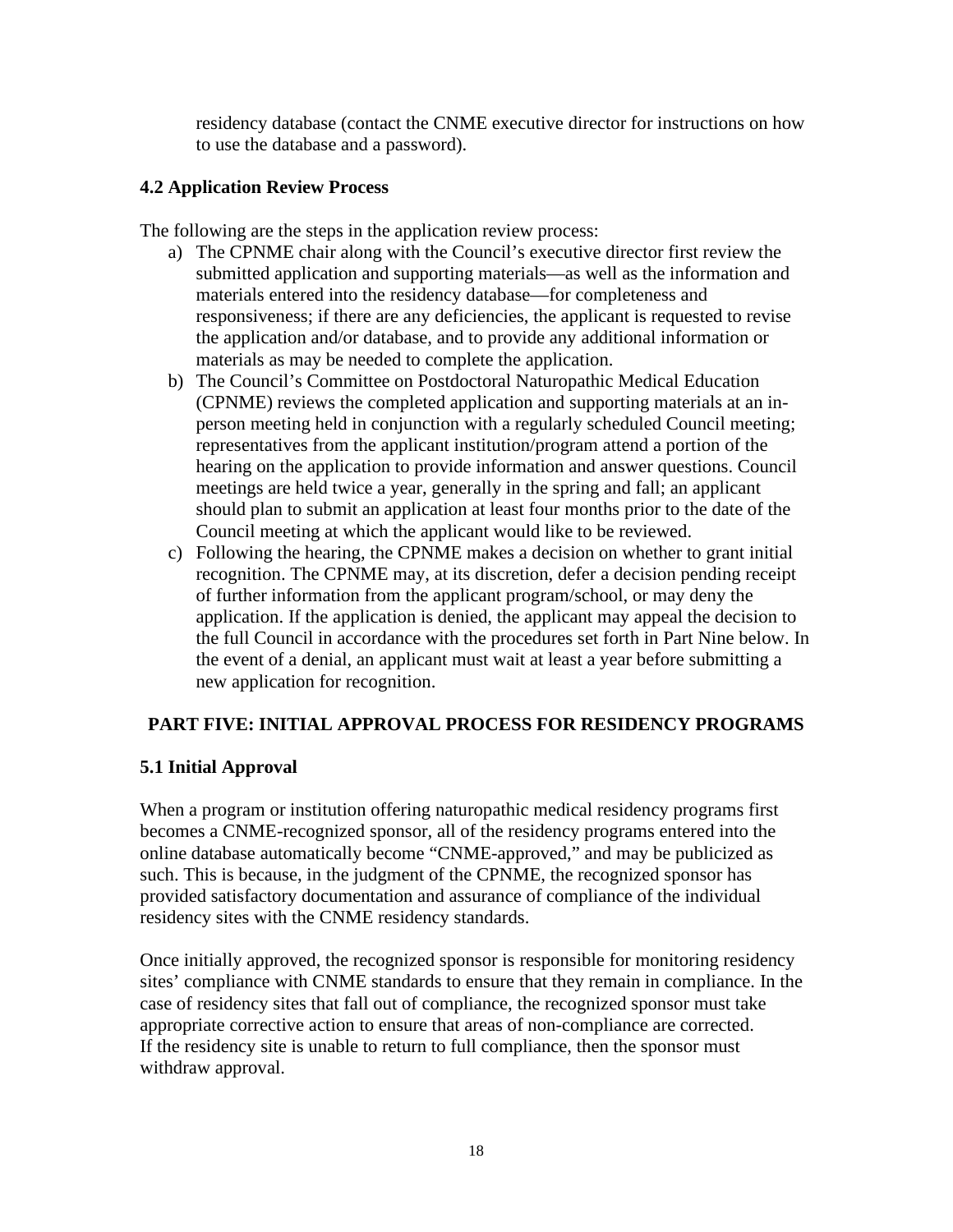residency database (contact the CNME executive director for instructions on how to use the database and a password).

### 4.2 Application Review Process

The following are the steps in the application review process:

a) The CPNME chair along with the Council's executive director first review the submitted application and supporting materials—as well as the information and materials entered into the residency database—for completeness and responsiveness; if there are any deficiencies, the applicant is requested to revise the application and/or database, and to provide any additional information or materials as may be needed to complete the application.
b) The Council's Committee on Postdoctoral Naturopathic Medical Education (CPNME) reviews the completed application and supporting materials at an in-person meeting held in conjunction with a regularly scheduled Council meeting; representatives from the applicant institution/program attend a portion of the hearing on the application to provide information and answer questions. Council meetings are held twice a year, generally in the spring and fall; an applicant should plan to submit an application at least four months prior to the date of the Council meeting at which the applicant would like to be reviewed.
c) Following the hearing, the CPNME makes a decision on whether to grant initial recognition. The CPNME may, at its discretion, defer a decision pending receipt of further information from the applicant program/school, or may deny the application. If the application is denied, the applicant may appeal the decision to the full Council in accordance with the procedures set forth in Part Nine below. In the event of a denial, an applicant must wait at least a year before submitting a new application for recognition.

## PART FIVE: INITIAL APPROVAL PROCESS FOR RESIDENCY PROGRAMS

### 5.1 Initial Approval

When a program or institution offering naturopathic medical residency programs first becomes a CNME-recognized sponsor, all of the residency programs entered into the online database automatically become "CNME-approved," and may be publicized as such. This is because, in the judgment of the CPNME, the recognized sponsor has provided satisfactory documentation and assurance of compliance of the individual residency sites with the CNME residency standards.

Once initially approved, the recognized sponsor is responsible for monitoring residency sites' compliance with CNME standards to ensure that they remain in compliance. In the case of residency sites that fall out of compliance, the recognized sponsor must take appropriate corrective action to ensure that areas of non-compliance are corrected. If the residency site is unable to return to full compliance, then the sponsor must withdraw approval.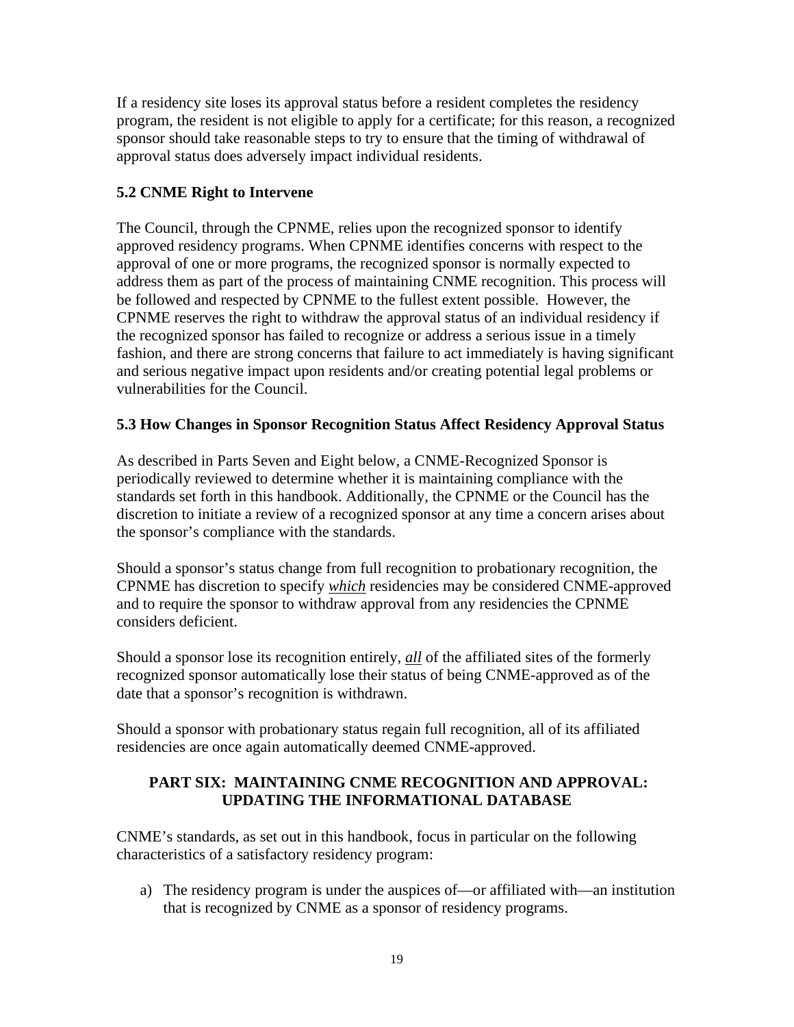If a residency site loses its approval status before a resident completes the residency program, the resident is not eligible to apply for a certificate; for this reason, a recognized sponsor should take reasonable steps to try to ensure that the timing of withdrawal of approval status does adversely impact individual residents.

### 5.2 CNME Right to Intervene

The Council, through the CPNME, relies upon the recognized sponsor to identify approved residency programs. When CPNME identifies concerns with respect to the approval of one or more programs, the recognized sponsor is normally expected to address them as part of the process of maintaining CNME recognition. This process will be followed and respected by CPNME to the fullest extent possible. However, the CPNME reserves the right to withdraw the approval status of an individual residency if the recognized sponsor has failed to recognize or address a serious issue in a timely fashion, and there are strong concerns that failure to act immediately is having significant and serious negative impact upon residents and/or creating potential legal problems or vulnerabilities for the Council.

### 5.3 How Changes in Sponsor Recognition Status Affect Residency Approval Status

As described in Parts Seven and Eight below, a CNME-Recognized Sponsor is periodically reviewed to determine whether it is maintaining compliance with the standards set forth in this handbook. Additionally, the CPNME or the Council has the discretion to initiate a review of a recognized sponsor at any time a concern arises about the sponsor's compliance with the standards.

Should a sponsor's status change from full recognition to probationary recognition, the CPNME has discretion to specify <u>*which*</u> residencies may be considered CNME-approved and to require the sponsor to withdraw approval from any residencies the CPNME considers deficient.

Should a sponsor lose its recognition entirely, <u>*all*</u> of the affiliated sites of the formerly recognized sponsor automatically lose their status of being CNME-approved as of the date that a sponsor's recognition is withdrawn.

Should a sponsor with probationary status regain full recognition, all of its affiliated residencies are once again automatically deemed CNME-approved.

## PART SIX: MAINTAINING CNME RECOGNITION AND APPROVAL: UPDATING THE INFORMATIONAL DATABASE

CNME's standards, as set out in this handbook, focus in particular on the following characteristics of a satisfactory residency program:

a) The residency program is under the auspices of—or affiliated with—an institution that is recognized by CNME as a sponsor of residency programs.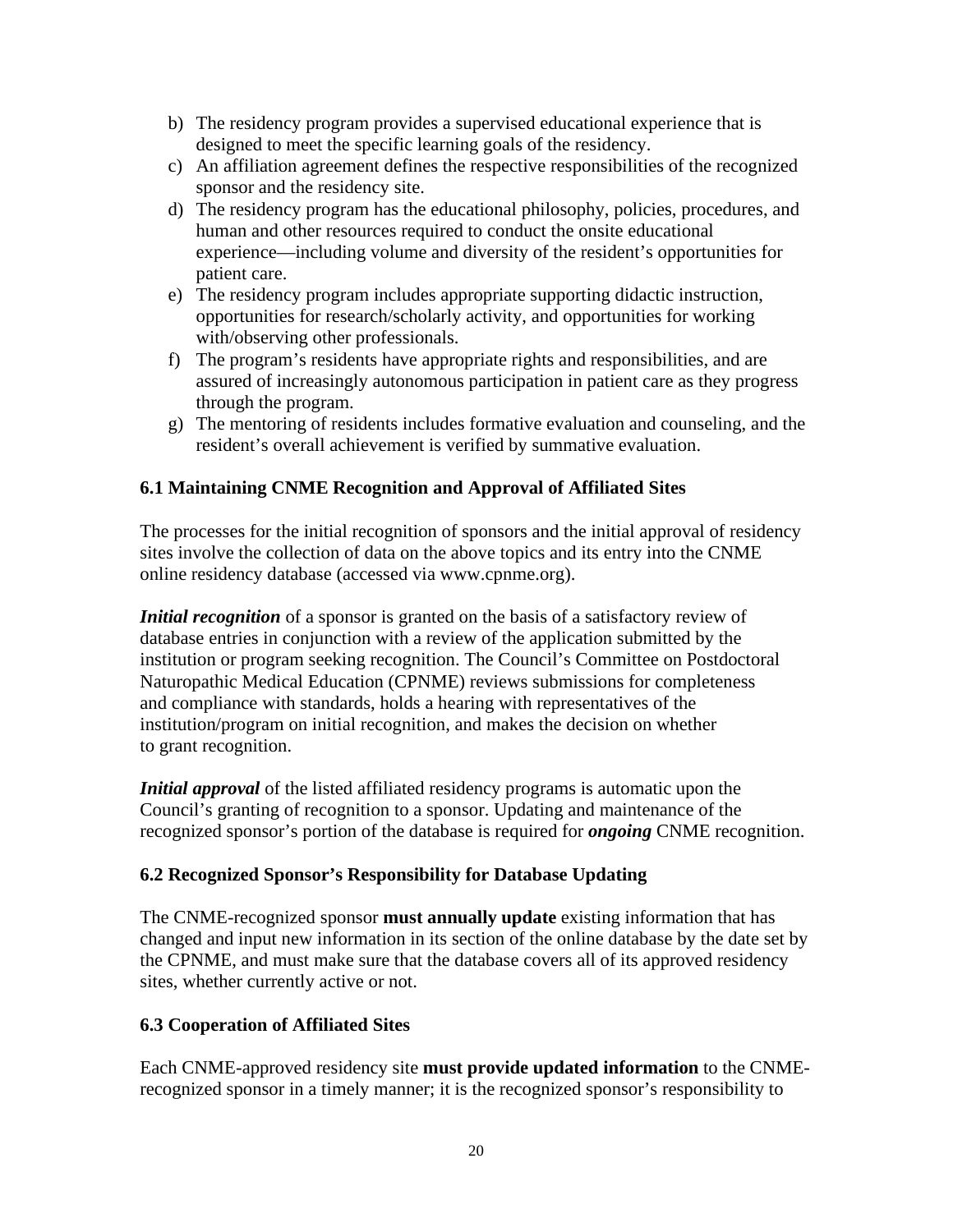b) The residency program provides a supervised educational experience that is designed to meet the specific learning goals of the residency.
c) An affiliation agreement defines the respective responsibilities of the recognized sponsor and the residency site.
d) The residency program has the educational philosophy, policies, procedures, and human and other resources required to conduct the onsite educational experience—including volume and diversity of the resident's opportunities for patient care.
e) The residency program includes appropriate supporting didactic instruction, opportunities for research/scholarly activity, and opportunities for working with/observing other professionals.
f) The program's residents have appropriate rights and responsibilities, and are assured of increasingly autonomous participation in patient care as they progress through the program.
g) The mentoring of residents includes formative evaluation and counseling, and the resident's overall achievement is verified by summative evaluation.

### 6.1 Maintaining CNME Recognition and Approval of Affiliated Sites

The processes for the initial recognition of sponsors and the initial approval of residency sites involve the collection of data on the above topics and its entry into the CNME online residency database (accessed via www.cpnme.org).

***Initial recognition*** of a sponsor is granted on the basis of a satisfactory review of database entries in conjunction with a review of the application submitted by the institution or program seeking recognition. The Council's Committee on Postdoctoral Naturopathic Medical Education (CPNME) reviews submissions for completeness and compliance with standards, holds a hearing with representatives of the institution/program on initial recognition, and makes the decision on whether to grant recognition.

***Initial approval*** of the listed affiliated residency programs is automatic upon the Council's granting of recognition to a sponsor. Updating and maintenance of the recognized sponsor's portion of the database is required for ***ongoing*** CNME recognition.

### 6.2 Recognized Sponsor's Responsibility for Database Updating

The CNME-recognized sponsor **must annually update** existing information that has changed and input new information in its section of the online database by the date set by the CPNME, and must make sure that the database covers all of its approved residency sites, whether currently active or not.

### 6.3 Cooperation of Affiliated Sites

Each CNME-approved residency site **must provide updated information** to the CNME-recognized sponsor in a timely manner; it is the recognized sponsor's responsibility to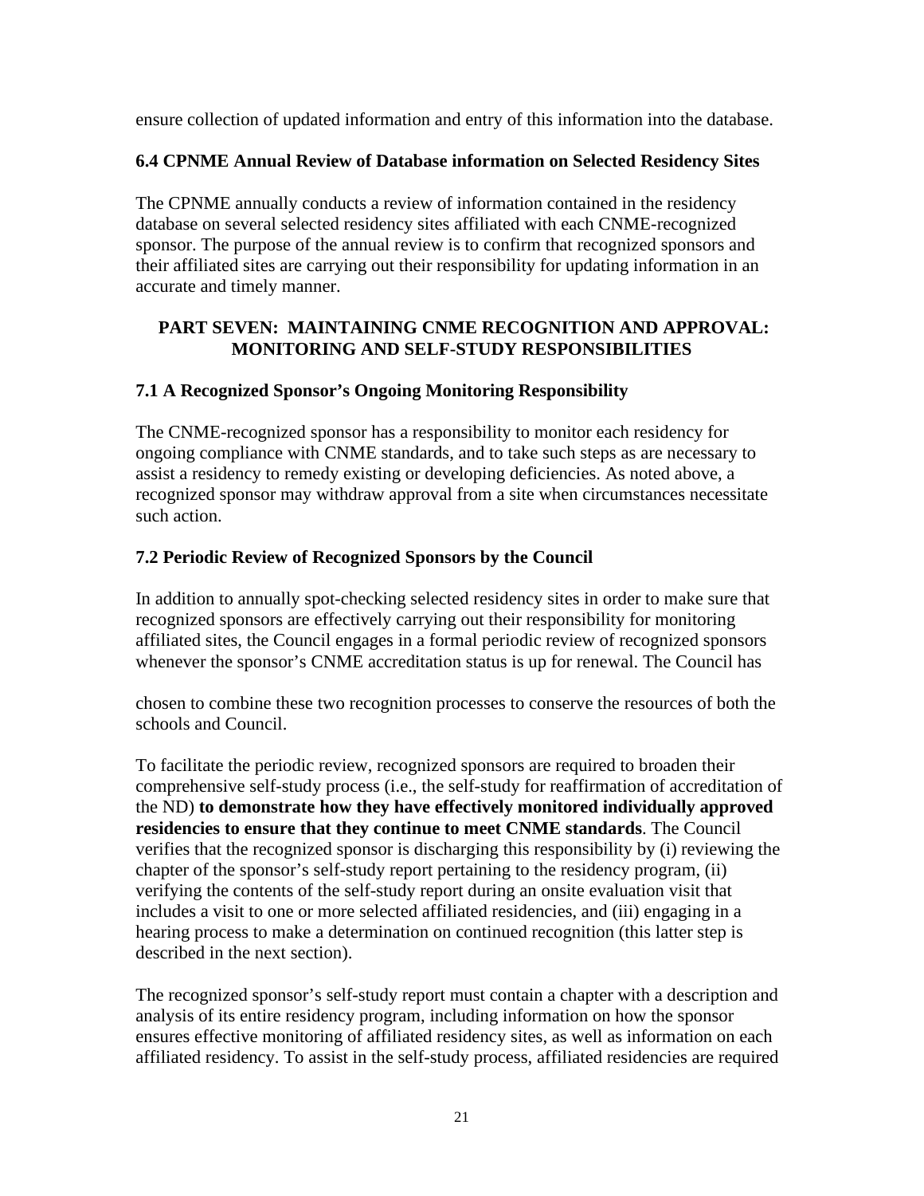ensure collection of updated information and entry of this information into the database.

### 6.4 CPNME Annual Review of Database information on Selected Residency Sites

The CPNME annually conducts a review of information contained in the residency database on several selected residency sites affiliated with each CNME-recognized sponsor. The purpose of the annual review is to confirm that recognized sponsors and their affiliated sites are carrying out their responsibility for updating information in an accurate and timely manner.

## PART SEVEN: MAINTAINING CNME RECOGNITION AND APPROVAL: MONITORING AND SELF-STUDY RESPONSIBILITIES

### 7.1 A Recognized Sponsor's Ongoing Monitoring Responsibility

The CNME-recognized sponsor has a responsibility to monitor each residency for ongoing compliance with CNME standards, and to take such steps as are necessary to assist a residency to remedy existing or developing deficiencies. As noted above, a recognized sponsor may withdraw approval from a site when circumstances necessitate such action.

### 7.2 Periodic Review of Recognized Sponsors by the Council

In addition to annually spot-checking selected residency sites in order to make sure that recognized sponsors are effectively carrying out their responsibility for monitoring affiliated sites, the Council engages in a formal periodic review of recognized sponsors whenever the sponsor's CNME accreditation status is up for renewal. The Council has chosen to combine these two recognition processes to conserve the resources of both the schools and Council.

To facilitate the periodic review, recognized sponsors are required to broaden their comprehensive self-study process (i.e., the self-study for reaffirmation of accreditation of the ND) **to demonstrate how they have effectively monitored individually approved residencies to ensure that they continue to meet CNME standards**. The Council verifies that the recognized sponsor is discharging this responsibility by (i) reviewing the chapter of the sponsor's self-study report pertaining to the residency program, (ii) verifying the contents of the self-study report during an onsite evaluation visit that includes a visit to one or more selected affiliated residencies, and (iii) engaging in a hearing process to make a determination on continued recognition (this latter step is described in the next section).

The recognized sponsor's self-study report must contain a chapter with a description and analysis of its entire residency program, including information on how the sponsor ensures effective monitoring of affiliated residency sites, as well as information on each affiliated residency. To assist in the self-study process, affiliated residencies are required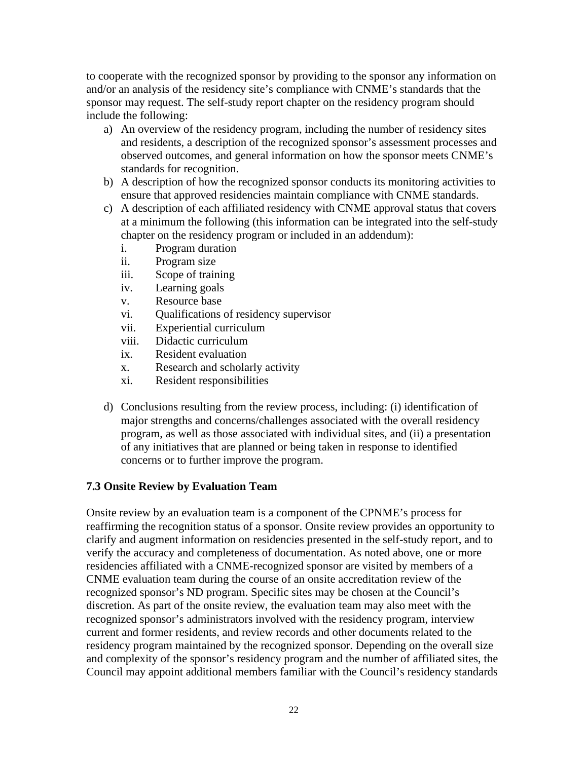to cooperate with the recognized sponsor by providing to the sponsor any information on and/or an analysis of the residency site's compliance with CNME's standards that the sponsor may request. The self-study report chapter on the residency program should include the following:

a) An overview of the residency program, including the number of residency sites and residents, a description of the recognized sponsor's assessment processes and observed outcomes, and general information on how the sponsor meets CNME's standards for recognition.
b) A description of how the recognized sponsor conducts its monitoring activities to ensure that approved residencies maintain compliance with CNME standards.
c) A description of each affiliated residency with CNME approval status that covers at a minimum the following (this information can be integrated into the self-study chapter on the residency program or included in an addendum):
   i. Program duration
   ii. Program size
   iii. Scope of training
   iv. Learning goals
   v. Resource base
   vi. Qualifications of residency supervisor
   vii. Experiential curriculum
   viii. Didactic curriculum
   ix. Resident evaluation
   x. Research and scholarly activity
   xi. Resident responsibilities
d) Conclusions resulting from the review process, including: (i) identification of major strengths and concerns/challenges associated with the overall residency program, as well as those associated with individual sites, and (ii) a presentation of any initiatives that are planned or being taken in response to identified concerns or to further improve the program.

### 7.3 Onsite Review by Evaluation Team

Onsite review by an evaluation team is a component of the CPNME's process for reaffirming the recognition status of a sponsor. Onsite review provides an opportunity to clarify and augment information on residencies presented in the self-study report, and to verify the accuracy and completeness of documentation. As noted above, one or more residencies affiliated with a CNME-recognized sponsor are visited by members of a CNME evaluation team during the course of an onsite accreditation review of the recognized sponsor's ND program. Specific sites may be chosen at the Council's discretion. As part of the onsite review, the evaluation team may also meet with the recognized sponsor's administrators involved with the residency program, interview current and former residents, and review records and other documents related to the residency program maintained by the recognized sponsor. Depending on the overall size and complexity of the sponsor's residency program and the number of affiliated sites, the Council may appoint additional members familiar with the Council's residency standards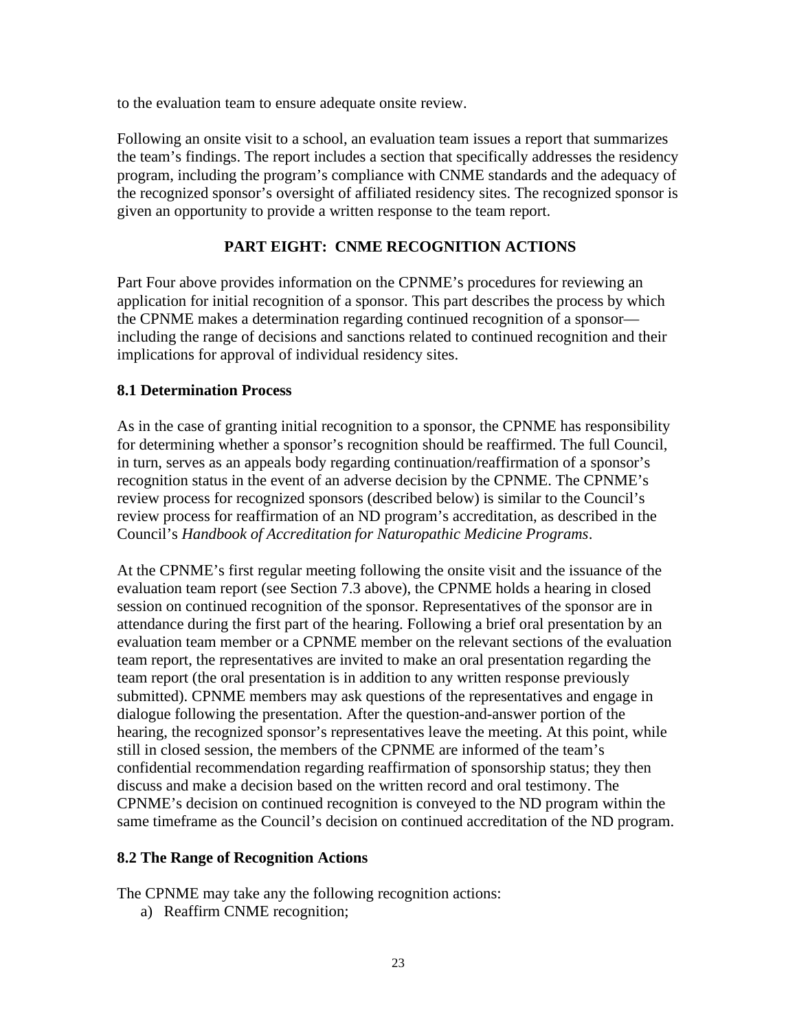to the evaluation team to ensure adequate onsite review.

Following an onsite visit to a school, an evaluation team issues a report that summarizes the team's findings. The report includes a section that specifically addresses the residency program, including the program's compliance with CNME standards and the adequacy of the recognized sponsor's oversight of affiliated residency sites. The recognized sponsor is given an opportunity to provide a written response to the team report.

## PART EIGHT: CNME RECOGNITION ACTIONS

Part Four above provides information on the CPNME's procedures for reviewing an application for initial recognition of a sponsor. This part describes the process by which the CPNME makes a determination regarding continued recognition of a sponsor—including the range of decisions and sanctions related to continued recognition and their implications for approval of individual residency sites.

### 8.1 Determination Process

As in the case of granting initial recognition to a sponsor, the CPNME has responsibility for determining whether a sponsor's recognition should be reaffirmed. The full Council, in turn, serves as an appeals body regarding continuation/reaffirmation of a sponsor's recognition status in the event of an adverse decision by the CPNME. The CPNME's review process for recognized sponsors (described below) is similar to the Council's review process for reaffirmation of an ND program's accreditation, as described in the Council's *Handbook of Accreditation for Naturopathic Medicine Programs*.

At the CPNME's first regular meeting following the onsite visit and the issuance of the evaluation team report (see Section 7.3 above), the CPNME holds a hearing in closed session on continued recognition of the sponsor. Representatives of the sponsor are in attendance during the first part of the hearing. Following a brief oral presentation by an evaluation team member or a CPNME member on the relevant sections of the evaluation team report, the representatives are invited to make an oral presentation regarding the team report (the oral presentation is in addition to any written response previously submitted). CPNME members may ask questions of the representatives and engage in dialogue following the presentation. After the question-and-answer portion of the hearing, the recognized sponsor's representatives leave the meeting. At this point, while still in closed session, the members of the CPNME are informed of the team's confidential recommendation regarding reaffirmation of sponsorship status; they then discuss and make a decision based on the written record and oral testimony. The CPNME's decision on continued recognition is conveyed to the ND program within the same timeframe as the Council's decision on continued accreditation of the ND program.

### 8.2 The Range of Recognition Actions

The CPNME may take any the following recognition actions:

a) Reaffirm CNME recognition;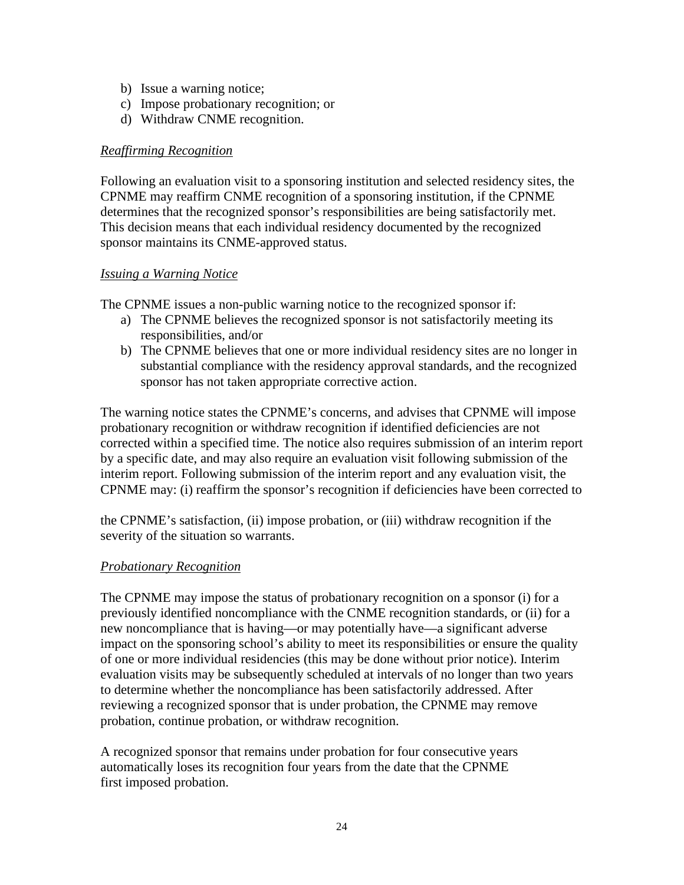b) Issue a warning notice;
c) Impose probationary recognition; or
d) Withdraw CNME recognition.

*Reaffirming Recognition*

Following an evaluation visit to a sponsoring institution and selected residency sites, the CPNME may reaffirm CNME recognition of a sponsoring institution, if the CPNME determines that the recognized sponsor's responsibilities are being satisfactorily met. This decision means that each individual residency documented by the recognized sponsor maintains its CNME-approved status.

*Issuing a Warning Notice*

The CPNME issues a non-public warning notice to the recognized sponsor if:

a) The CPNME believes the recognized sponsor is not satisfactorily meeting its responsibilities, and/or
b) The CPNME believes that one or more individual residency sites are no longer in substantial compliance with the residency approval standards, and the recognized sponsor has not taken appropriate corrective action.

The warning notice states the CPNME's concerns, and advises that CPNME will impose probationary recognition or withdraw recognition if identified deficiencies are not corrected within a specified time. The notice also requires submission of an interim report by a specific date, and may also require an evaluation visit following submission of the interim report. Following submission of the interim report and any evaluation visit, the CPNME may: (i) reaffirm the sponsor's recognition if deficiencies have been corrected to the CPNME's satisfaction, (ii) impose probation, or (iii) withdraw recognition if the severity of the situation so warrants.

*Probationary Recognition*

The CPNME may impose the status of probationary recognition on a sponsor (i) for a previously identified noncompliance with the CNME recognition standards, or (ii) for a new noncompliance that is having—or may potentially have—a significant adverse impact on the sponsoring school's ability to meet its responsibilities or ensure the quality of one or more individual residencies (this may be done without prior notice). Interim evaluation visits may be subsequently scheduled at intervals of no longer than two years to determine whether the noncompliance has been satisfactorily addressed. After reviewing a recognized sponsor that is under probation, the CPNME may remove probation, continue probation, or withdraw recognition.

A recognized sponsor that remains under probation for four consecutive years automatically loses its recognition four years from the date that the CPNME first imposed probation.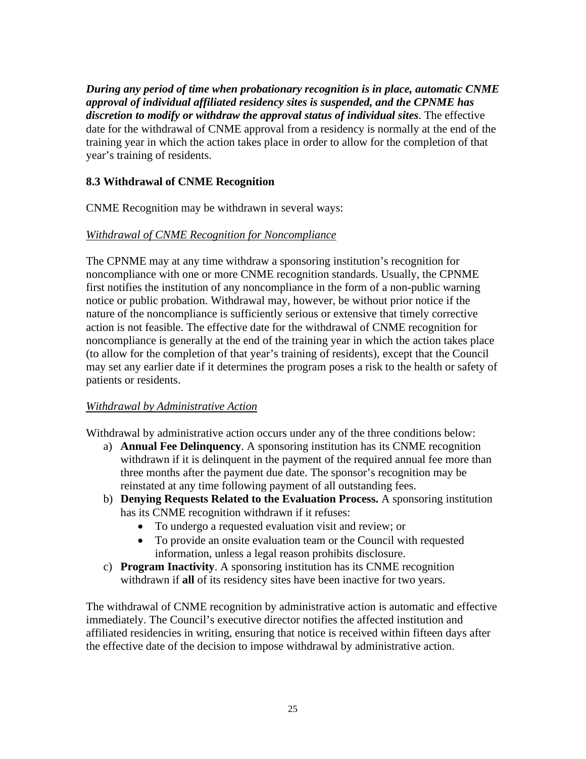***During any period of time when probationary recognition is in place, automatic CNME approval of individual affiliated residency sites is suspended, and the CPNME has discretion to modify or withdraw the approval status of individual sites***. The effective date for the withdrawal of CNME approval from a residency is normally at the end of the training year in which the action takes place in order to allow for the completion of that year's training of residents.

### 8.3 Withdrawal of CNME Recognition

CNME Recognition may be withdrawn in several ways:

<u>Withdrawal of CNME Recognition for Noncompliance</u>

The CPNME may at any time withdraw a sponsoring institution's recognition for noncompliance with one or more CNME recognition standards. Usually, the CPNME first notifies the institution of any noncompliance in the form of a non-public warning notice or public probation. Withdrawal may, however, be without prior notice if the nature of the noncompliance is sufficiently serious or extensive that timely corrective action is not feasible. The effective date for the withdrawal of CNME recognition for noncompliance is generally at the end of the training year in which the action takes place (to allow for the completion of that year's training of residents), except that the Council may set any earlier date if it determines the program poses a risk to the health or safety of patients or residents.

<u>Withdrawal by Administrative Action</u>

Withdrawal by administrative action occurs under any of the three conditions below:

a) **Annual Fee Delinquency**. A sponsoring institution has its CNME recognition withdrawn if it is delinquent in the payment of the required annual fee more than three months after the payment due date. The sponsor's recognition may be reinstated at any time following payment of all outstanding fees.
b) **Denying Requests Related to the Evaluation Process.** A sponsoring institution has its CNME recognition withdrawn if it refuses:
   - To undergo a requested evaluation visit and review; or
   - To provide an onsite evaluation team or the Council with requested information, unless a legal reason prohibits disclosure.
c) **Program Inactivity**. A sponsoring institution has its CNME recognition withdrawn if **all** of its residency sites have been inactive for two years.

The withdrawal of CNME recognition by administrative action is automatic and effective immediately. The Council's executive director notifies the affected institution and affiliated residencies in writing, ensuring that notice is received within fifteen days after the effective date of the decision to impose withdrawal by administrative action.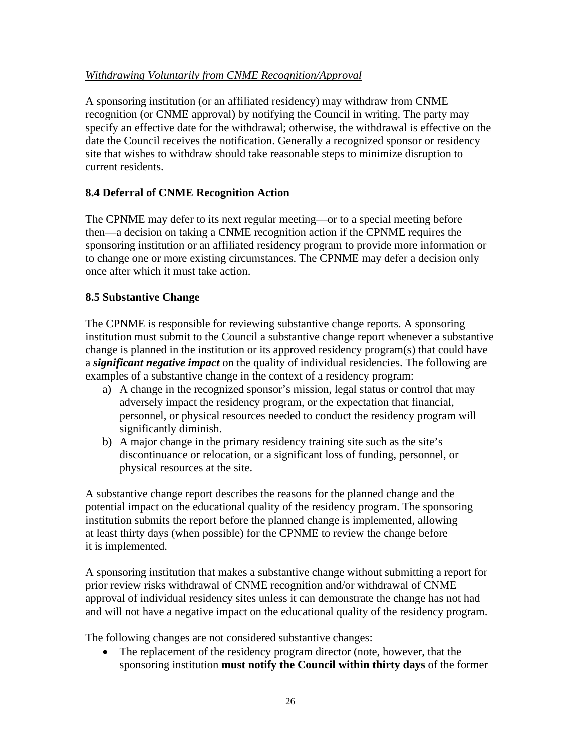*Withdrawing Voluntarily from CNME Recognition/Approval*

A sponsoring institution (or an affiliated residency) may withdraw from CNME recognition (or CNME approval) by notifying the Council in writing. The party may specify an effective date for the withdrawal; otherwise, the withdrawal is effective on the date the Council receives the notification. Generally a recognized sponsor or residency site that wishes to withdraw should take reasonable steps to minimize disruption to current residents.

### 8.4 Deferral of CNME Recognition Action

The CPNME may defer to its next regular meeting—or to a special meeting before then—a decision on taking a CNME recognition action if the CPNME requires the sponsoring institution or an affiliated residency program to provide more information or to change one or more existing circumstances. The CPNME may defer a decision only once after which it must take action.

### 8.5 Substantive Change

The CPNME is responsible for reviewing substantive change reports. A sponsoring institution must submit to the Council a substantive change report whenever a substantive change is planned in the institution or its approved residency program(s) that could have a ***significant negative impact*** on the quality of individual residencies. The following are examples of a substantive change in the context of a residency program:

a) A change in the recognized sponsor's mission, legal status or control that may adversely impact the residency program, or the expectation that financial, personnel, or physical resources needed to conduct the residency program will significantly diminish.
b) A major change in the primary residency training site such as the site's discontinuance or relocation, or a significant loss of funding, personnel, or physical resources at the site.

A substantive change report describes the reasons for the planned change and the potential impact on the educational quality of the residency program. The sponsoring institution submits the report before the planned change is implemented, allowing at least thirty days (when possible) for the CPNME to review the change before it is implemented.

A sponsoring institution that makes a substantive change without submitting a report for prior review risks withdrawal of CNME recognition and/or withdrawal of CNME approval of individual residency sites unless it can demonstrate the change has not had and will not have a negative impact on the educational quality of the residency program.

The following changes are not considered substantive changes:

- The replacement of the residency program director (note, however, that the sponsoring institution **must notify the Council within thirty days** of the former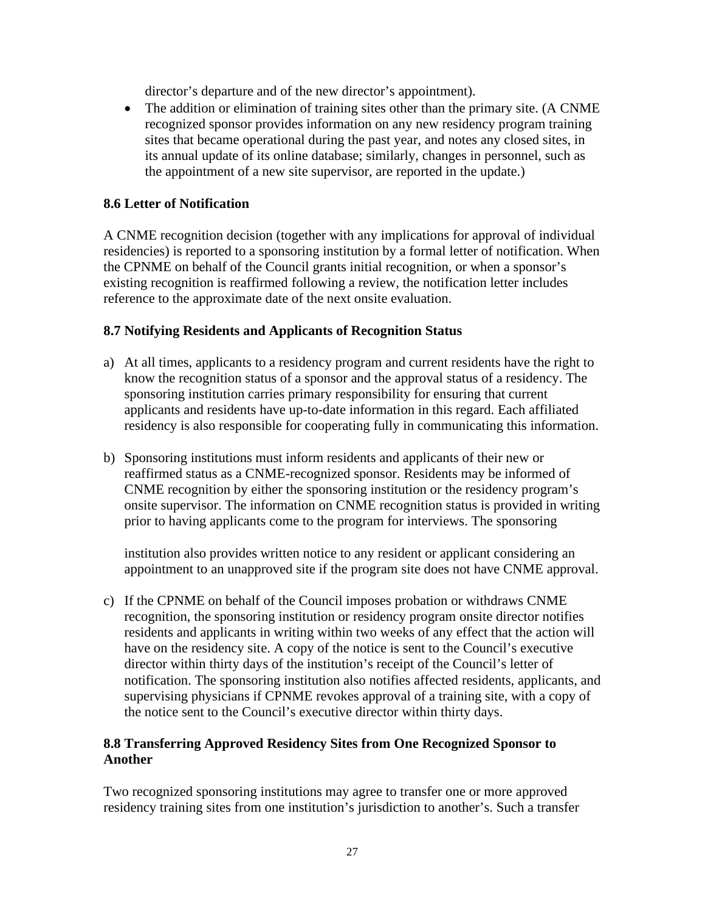director's departure and of the new director's appointment).

- The addition or elimination of training sites other than the primary site. (A CNME recognized sponsor provides information on any new residency program training sites that became operational during the past year, and notes any closed sites, in its annual update of its online database; similarly, changes in personnel, such as the appointment of a new site supervisor, are reported in the update.)

### 8.6 Letter of Notification

A CNME recognition decision (together with any implications for approval of individual residencies) is reported to a sponsoring institution by a formal letter of notification. When the CPNME on behalf of the Council grants initial recognition, or when a sponsor's existing recognition is reaffirmed following a review, the notification letter includes reference to the approximate date of the next onsite evaluation.

### 8.7 Notifying Residents and Applicants of Recognition Status

a) At all times, applicants to a residency program and current residents have the right to know the recognition status of a sponsor and the approval status of a residency. The sponsoring institution carries primary responsibility for ensuring that current applicants and residents have up-to-date information in this regard. Each affiliated residency is also responsible for cooperating fully in communicating this information.

b) Sponsoring institutions must inform residents and applicants of their new or reaffirmed status as a CNME-recognized sponsor. Residents may be informed of CNME recognition by either the sponsoring institution or the residency program's onsite supervisor. The information on CNME recognition status is provided in writing prior to having applicants come to the program for interviews. The sponsoring institution also provides written notice to any resident or applicant considering an appointment to an unapproved site if the program site does not have CNME approval.

c) If the CPNME on behalf of the Council imposes probation or withdraws CNME recognition, the sponsoring institution or residency program onsite director notifies residents and applicants in writing within two weeks of any effect that the action will have on the residency site. A copy of the notice is sent to the Council's executive director within thirty days of the institution's receipt of the Council's letter of notification. The sponsoring institution also notifies affected residents, applicants, and supervising physicians if CPNME revokes approval of a training site, with a copy of the notice sent to the Council's executive director within thirty days.

### 8.8 Transferring Approved Residency Sites from One Recognized Sponsor to Another

Two recognized sponsoring institutions may agree to transfer one or more approved residency training sites from one institution's jurisdiction to another's. Such a transfer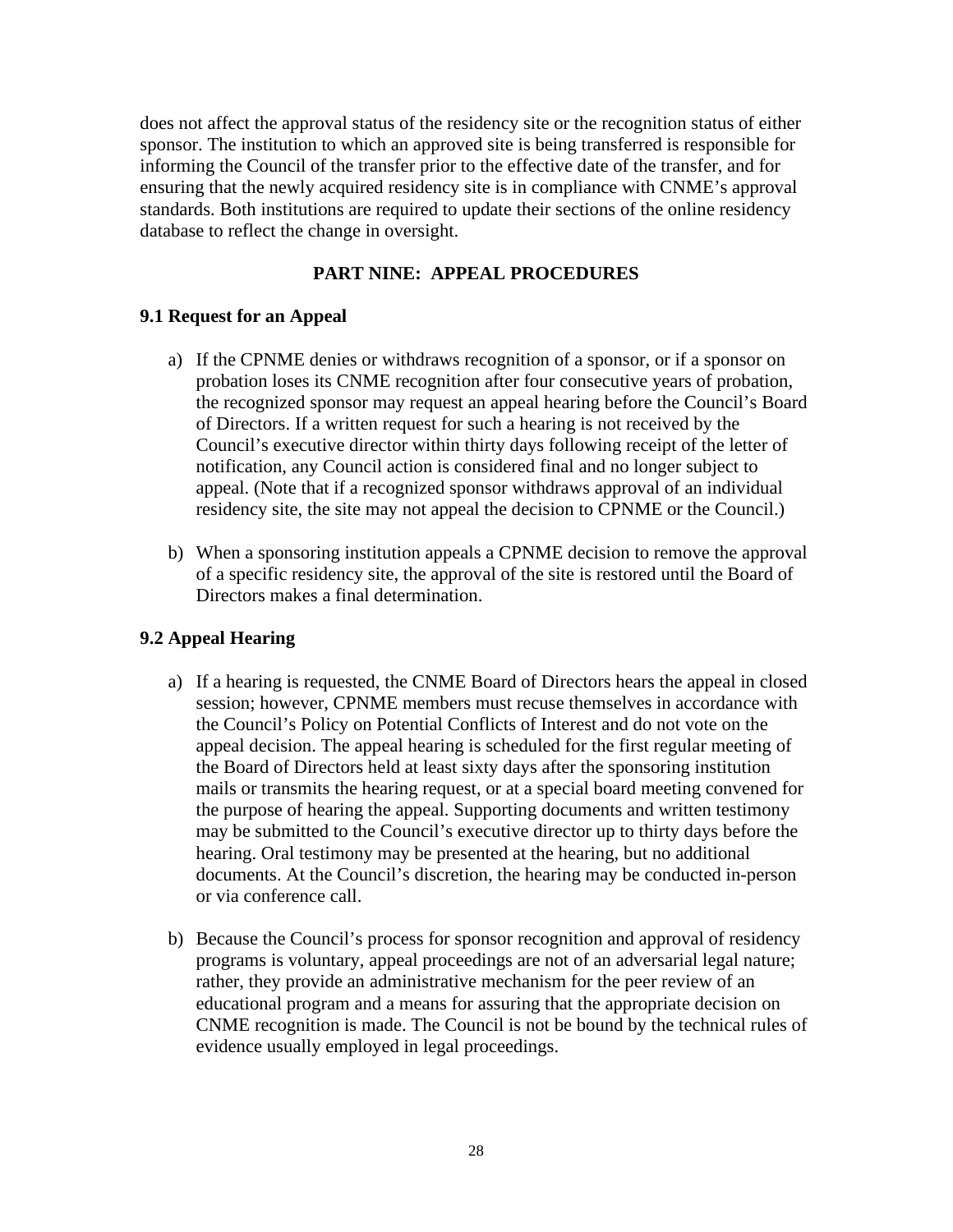does not affect the approval status of the residency site or the recognition status of either sponsor. The institution to which an approved site is being transferred is responsible for informing the Council of the transfer prior to the effective date of the transfer, and for ensuring that the newly acquired residency site is in compliance with CNME's approval standards. Both institutions are required to update their sections of the online residency database to reflect the change in oversight.

## PART NINE: APPEAL PROCEDURES

### 9.1 Request for an Appeal

a) If the CPNME denies or withdraws recognition of a sponsor, or if a sponsor on probation loses its CNME recognition after four consecutive years of probation, the recognized sponsor may request an appeal hearing before the Council's Board of Directors. If a written request for such a hearing is not received by the Council's executive director within thirty days following receipt of the letter of notification, any Council action is considered final and no longer subject to appeal. (Note that if a recognized sponsor withdraws approval of an individual residency site, the site may not appeal the decision to CPNME or the Council.)

b) When a sponsoring institution appeals a CPNME decision to remove the approval of a specific residency site, the approval of the site is restored until the Board of Directors makes a final determination.

### 9.2 Appeal Hearing

a) If a hearing is requested, the CNME Board of Directors hears the appeal in closed session; however, CPNME members must recuse themselves in accordance with the Council's Policy on Potential Conflicts of Interest and do not vote on the appeal decision. The appeal hearing is scheduled for the first regular meeting of the Board of Directors held at least sixty days after the sponsoring institution mails or transmits the hearing request, or at a special board meeting convened for the purpose of hearing the appeal. Supporting documents and written testimony may be submitted to the Council's executive director up to thirty days before the hearing. Oral testimony may be presented at the hearing, but no additional documents. At the Council's discretion, the hearing may be conducted in-person or via conference call.

b) Because the Council's process for sponsor recognition and approval of residency programs is voluntary, appeal proceedings are not of an adversarial legal nature; rather, they provide an administrative mechanism for the peer review of an educational program and a means for assuring that the appropriate decision on CNME recognition is made. The Council is not be bound by the technical rules of evidence usually employed in legal proceedings.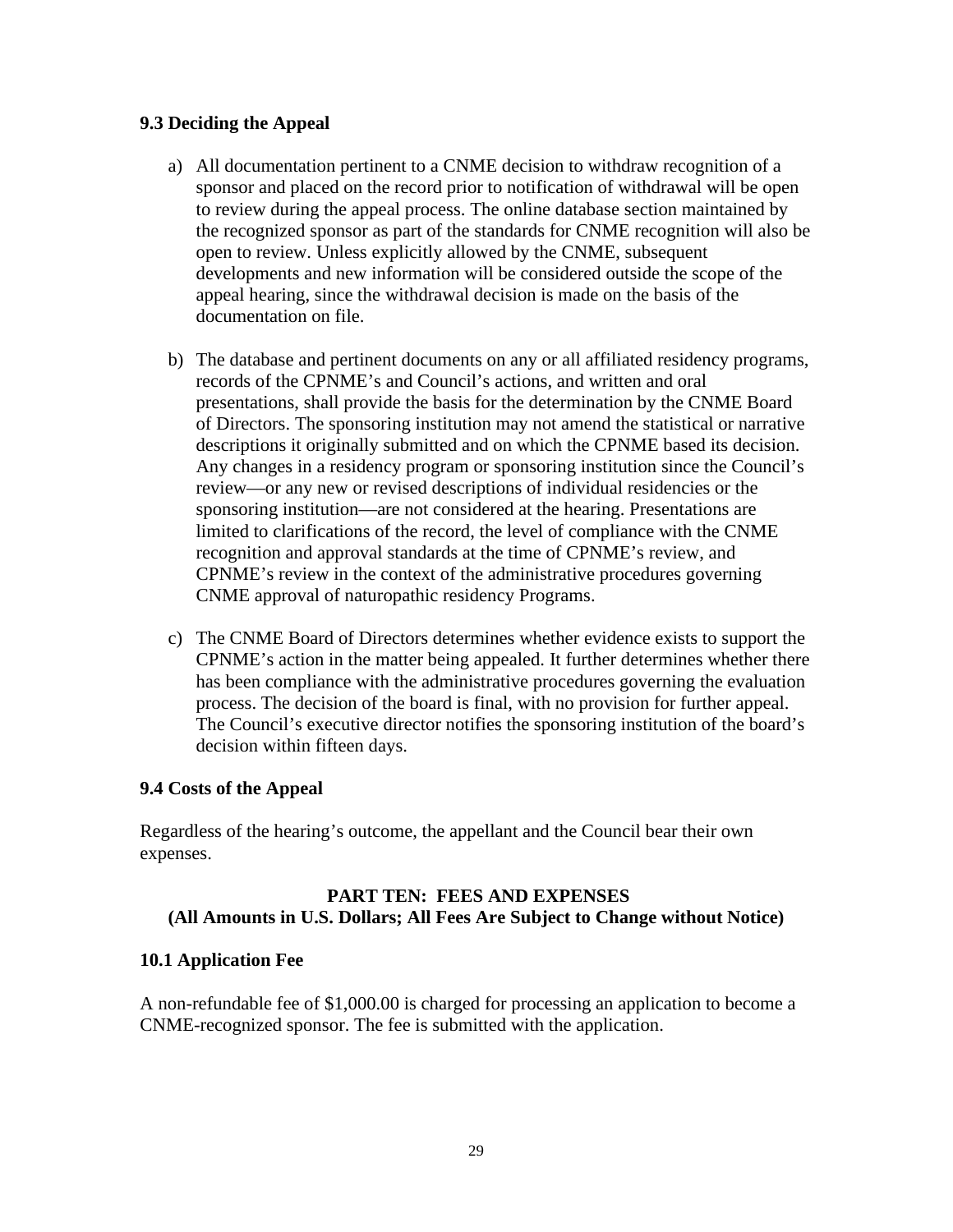### 9.3 Deciding the Appeal

a) All documentation pertinent to a CNME decision to withdraw recognition of a sponsor and placed on the record prior to notification of withdrawal will be open to review during the appeal process. The online database section maintained by the recognized sponsor as part of the standards for CNME recognition will also be open to review. Unless explicitly allowed by the CNME, subsequent developments and new information will be considered outside the scope of the appeal hearing, since the withdrawal decision is made on the basis of the documentation on file.

b) The database and pertinent documents on any or all affiliated residency programs, records of the CPNME's and Council's actions, and written and oral presentations, shall provide the basis for the determination by the CNME Board of Directors. The sponsoring institution may not amend the statistical or narrative descriptions it originally submitted and on which the CPNME based its decision. Any changes in a residency program or sponsoring institution since the Council's review—or any new or revised descriptions of individual residencies or the sponsoring institution—are not considered at the hearing. Presentations are limited to clarifications of the record, the level of compliance with the CNME recognition and approval standards at the time of CPNME's review, and CPNME's review in the context of the administrative procedures governing CNME approval of naturopathic residency Programs.

c) The CNME Board of Directors determines whether evidence exists to support the CPNME's action in the matter being appealed. It further determines whether there has been compliance with the administrative procedures governing the evaluation process. The decision of the board is final, with no provision for further appeal. The Council's executive director notifies the sponsoring institution of the board's decision within fifteen days.

### 9.4 Costs of the Appeal

Regardless of the hearing's outcome, the appellant and the Council bear their own expenses.

## PART TEN: FEES AND EXPENSES
**(All Amounts in U.S. Dollars; All Fees Are Subject to Change without Notice)**

### 10.1 Application Fee

A non-refundable fee of $1,000.00 is charged for processing an application to become a CNME-recognized sponsor. The fee is submitted with the application.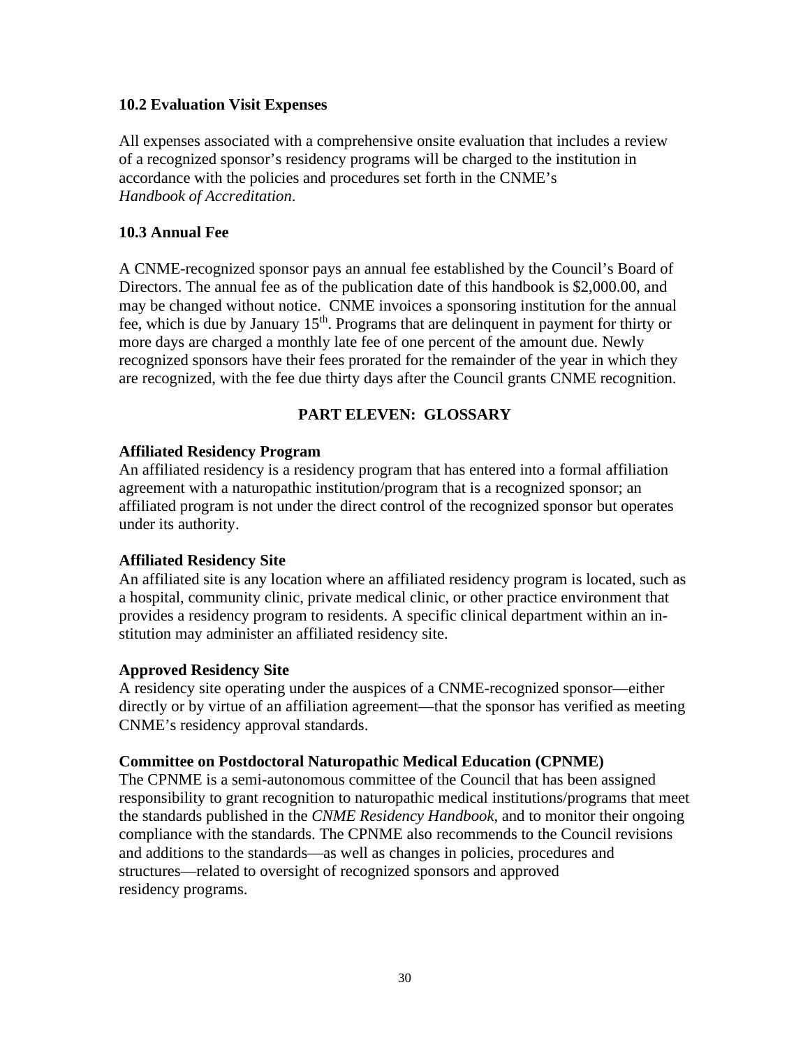### 10.2 Evaluation Visit Expenses

All expenses associated with a comprehensive onsite evaluation that includes a review of a recognized sponsor's residency programs will be charged to the institution in accordance with the policies and procedures set forth in the CNME's *Handbook of Accreditation*.

### 10.3 Annual Fee

A CNME-recognized sponsor pays an annual fee established by the Council's Board of Directors. The annual fee as of the publication date of this handbook is $2,000.00, and may be changed without notice. CNME invoices a sponsoring institution for the annual fee, which is due by January 15th. Programs that are delinquent in payment for thirty or more days are charged a monthly late fee of one percent of the amount due. Newly recognized sponsors have their fees prorated for the remainder of the year in which they are recognized, with the fee due thirty days after the Council grants CNME recognition.

## PART ELEVEN: GLOSSARY

**Affiliated Residency Program**
An affiliated residency is a residency program that has entered into a formal affiliation agreement with a naturopathic institution/program that is a recognized sponsor; an affiliated program is not under the direct control of the recognized sponsor but operates under its authority.

**Affiliated Residency Site**
An affiliated site is any location where an affiliated residency program is located, such as a hospital, community clinic, private medical clinic, or other practice environment that provides a residency program to residents. A specific clinical department within an institution may administer an affiliated residency site.

**Approved Residency Site**
A residency site operating under the auspices of a CNME-recognized sponsor—either directly or by virtue of an affiliation agreement—that the sponsor has verified as meeting CNME's residency approval standards.

**Committee on Postdoctoral Naturopathic Medical Education (CPNME)**
The CPNME is a semi-autonomous committee of the Council that has been assigned responsibility to grant recognition to naturopathic medical institutions/programs that meet the standards published in the *CNME Residency Handbook*, and to monitor their ongoing compliance with the standards. The CPNME also recommends to the Council revisions and additions to the standards—as well as changes in policies, procedures and structures—related to oversight of recognized sponsors and approved residency programs.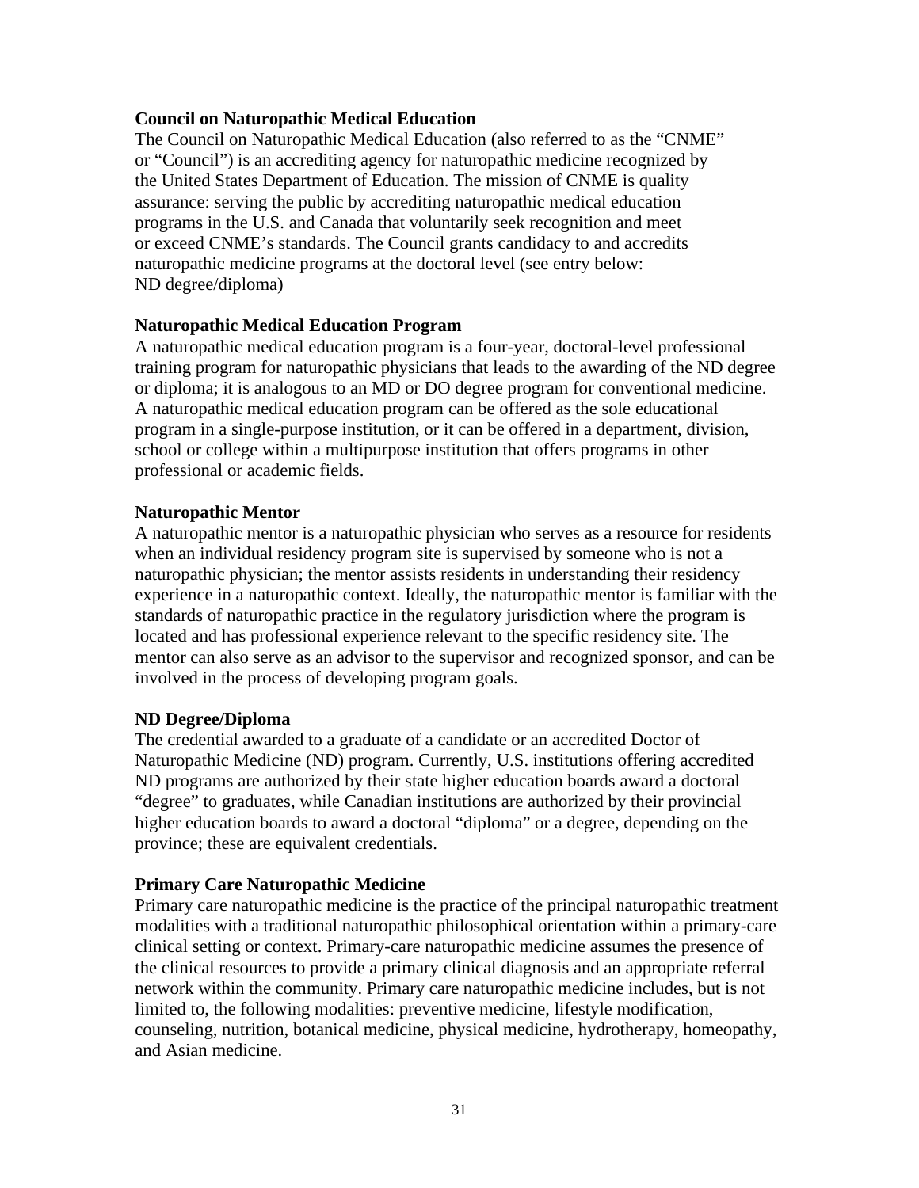**Council on Naturopathic Medical Education**

The Council on Naturopathic Medical Education (also referred to as the "CNME" or "Council") is an accrediting agency for naturopathic medicine recognized by the United States Department of Education. The mission of CNME is quality assurance: serving the public by accrediting naturopathic medical education programs in the U.S. and Canada that voluntarily seek recognition and meet or exceed CNME's standards. The Council grants candidacy to and accredits naturopathic medicine programs at the doctoral level (see entry below: ND degree/diploma)

**Naturopathic Medical Education Program**

A naturopathic medical education program is a four-year, doctoral-level professional training program for naturopathic physicians that leads to the awarding of the ND degree or diploma; it is analogous to an MD or DO degree program for conventional medicine. A naturopathic medical education program can be offered as the sole educational program in a single-purpose institution, or it can be offered in a department, division, school or college within a multipurpose institution that offers programs in other professional or academic fields.

**Naturopathic Mentor**

A naturopathic mentor is a naturopathic physician who serves as a resource for residents when an individual residency program site is supervised by someone who is not a naturopathic physician; the mentor assists residents in understanding their residency experience in a naturopathic context. Ideally, the naturopathic mentor is familiar with the standards of naturopathic practice in the regulatory jurisdiction where the program is located and has professional experience relevant to the specific residency site. The mentor can also serve as an advisor to the supervisor and recognized sponsor, and can be involved in the process of developing program goals.

**ND Degree/Diploma**

The credential awarded to a graduate of a candidate or an accredited Doctor of Naturopathic Medicine (ND) program. Currently, U.S. institutions offering accredited ND programs are authorized by their state higher education boards award a doctoral "degree" to graduates, while Canadian institutions are authorized by their provincial higher education boards to award a doctoral "diploma" or a degree, depending on the province; these are equivalent credentials.

**Primary Care Naturopathic Medicine**

Primary care naturopathic medicine is the practice of the principal naturopathic treatment modalities with a traditional naturopathic philosophical orientation within a primary-care clinical setting or context. Primary-care naturopathic medicine assumes the presence of the clinical resources to provide a primary clinical diagnosis and an appropriate referral network within the community. Primary care naturopathic medicine includes, but is not limited to, the following modalities: preventive medicine, lifestyle modification, counseling, nutrition, botanical medicine, physical medicine, hydrotherapy, homeopathy, and Asian medicine.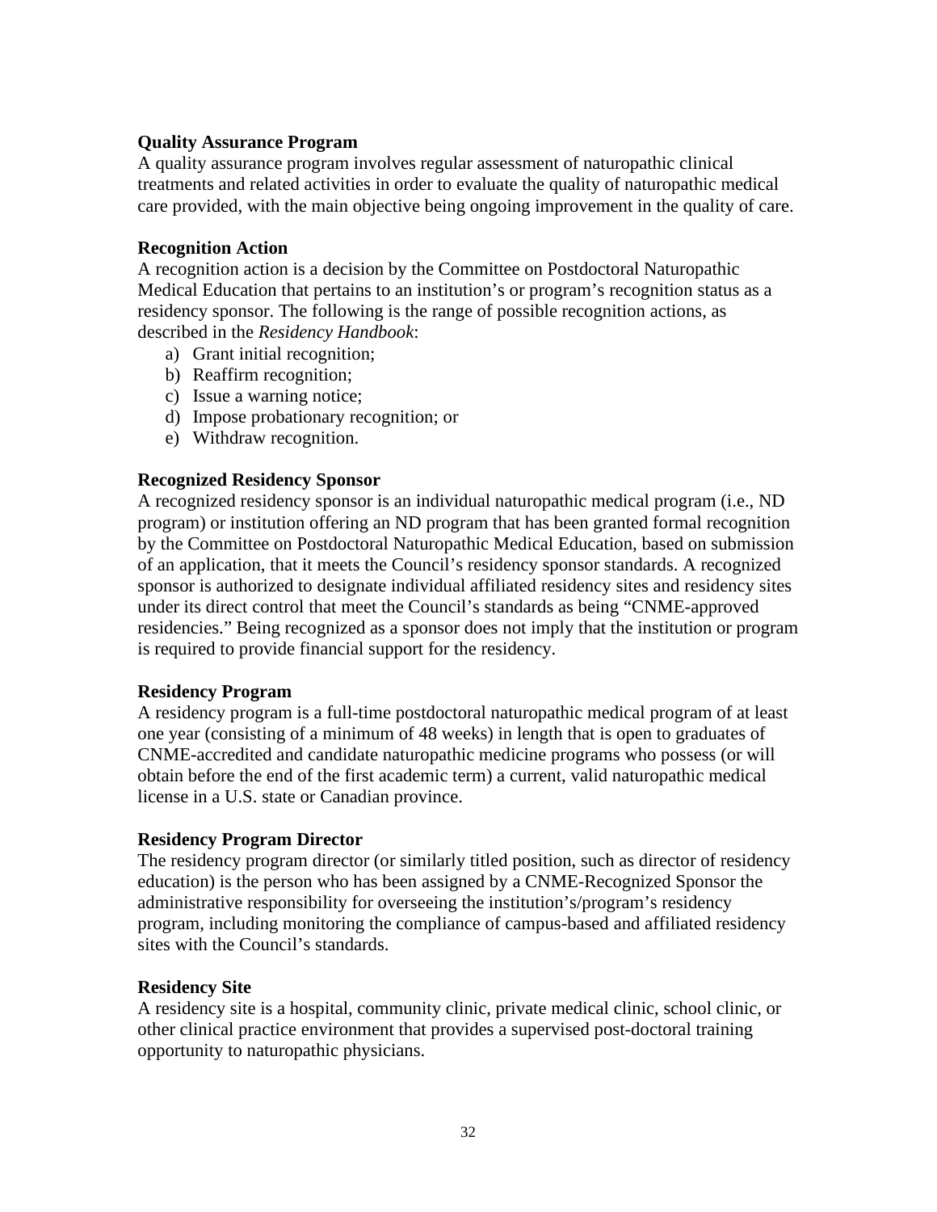**Quality Assurance Program**

A quality assurance program involves regular assessment of naturopathic clinical treatments and related activities in order to evaluate the quality of naturopathic medical care provided, with the main objective being ongoing improvement in the quality of care.

**Recognition Action**

A recognition action is a decision by the Committee on Postdoctoral Naturopathic Medical Education that pertains to an institution's or program's recognition status as a residency sponsor. The following is the range of possible recognition actions, as described in the *Residency Handbook*:

a) Grant initial recognition;
b) Reaffirm recognition;
c) Issue a warning notice;
d) Impose probationary recognition; or
e) Withdraw recognition.

**Recognized Residency Sponsor**

A recognized residency sponsor is an individual naturopathic medical program (i.e., ND program) or institution offering an ND program that has been granted formal recognition by the Committee on Postdoctoral Naturopathic Medical Education, based on submission of an application, that it meets the Council's residency sponsor standards. A recognized sponsor is authorized to designate individual affiliated residency sites and residency sites under its direct control that meet the Council's standards as being "CNME-approved residencies." Being recognized as a sponsor does not imply that the institution or program is required to provide financial support for the residency.

**Residency Program**

A residency program is a full-time postdoctoral naturopathic medical program of at least one year (consisting of a minimum of 48 weeks) in length that is open to graduates of CNME-accredited and candidate naturopathic medicine programs who possess (or will obtain before the end of the first academic term) a current, valid naturopathic medical license in a U.S. state or Canadian province.

**Residency Program Director**

The residency program director (or similarly titled position, such as director of residency education) is the person who has been assigned by a CNME-Recognized Sponsor the administrative responsibility for overseeing the institution's/program's residency program, including monitoring the compliance of campus-based and affiliated residency sites with the Council's standards.

**Residency Site**

A residency site is a hospital, community clinic, private medical clinic, school clinic, or other clinical practice environment that provides a supervised post-doctoral training opportunity to naturopathic physicians.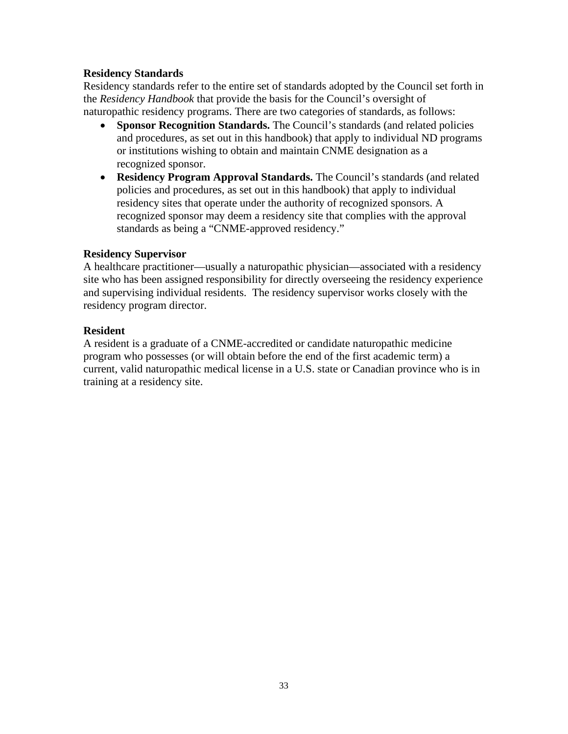**Residency Standards**

Residency standards refer to the entire set of standards adopted by the Council set forth in the *Residency Handbook* that provide the basis for the Council's oversight of naturopathic residency programs. There are two categories of standards, as follows:

- **Sponsor Recognition Standards.** The Council's standards (and related policies and procedures, as set out in this handbook) that apply to individual ND programs or institutions wishing to obtain and maintain CNME designation as a recognized sponsor.
- **Residency Program Approval Standards.** The Council's standards (and related policies and procedures, as set out in this handbook) that apply to individual residency sites that operate under the authority of recognized sponsors. A recognized sponsor may deem a residency site that complies with the approval standards as being a "CNME-approved residency."

**Residency Supervisor**

A healthcare practitioner—usually a naturopathic physician—associated with a residency site who has been assigned responsibility for directly overseeing the residency experience and supervising individual residents. The residency supervisor works closely with the residency program director.

**Resident**

A resident is a graduate of a CNME-accredited or candidate naturopathic medicine program who possesses (or will obtain before the end of the first academic term) a current, valid naturopathic medical license in a U.S. state or Canadian province who is in training at a residency site.